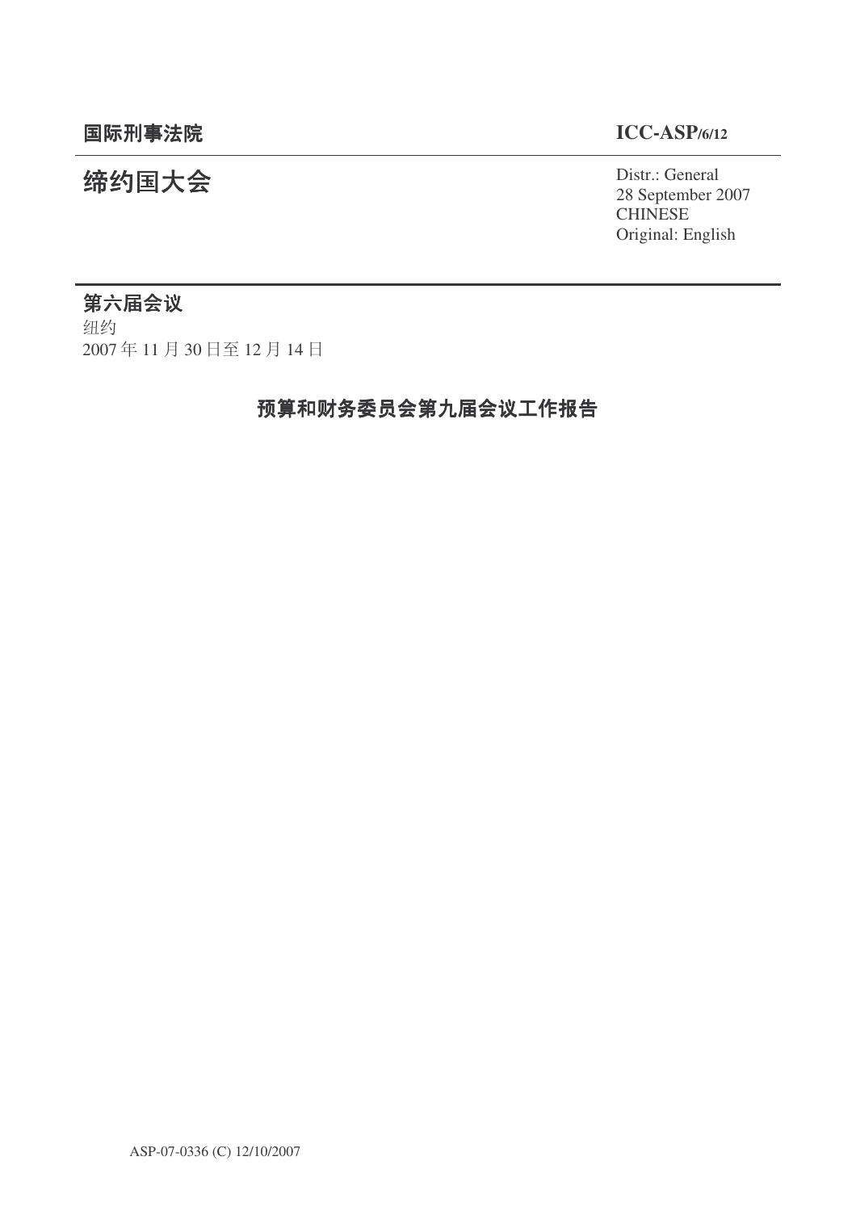**国际刑事法院** **ICC-ASP/6/12**

# 缔约国大会

Distr.: General
28 September 2007
CHINESE
Original: English

**第六届会议**
纽约
2007 年 11 月 30 日至 12 月 14 日

## 预算和财务委员会第九届会议工作报告

ASP-07-0336 (C) 12/10/2007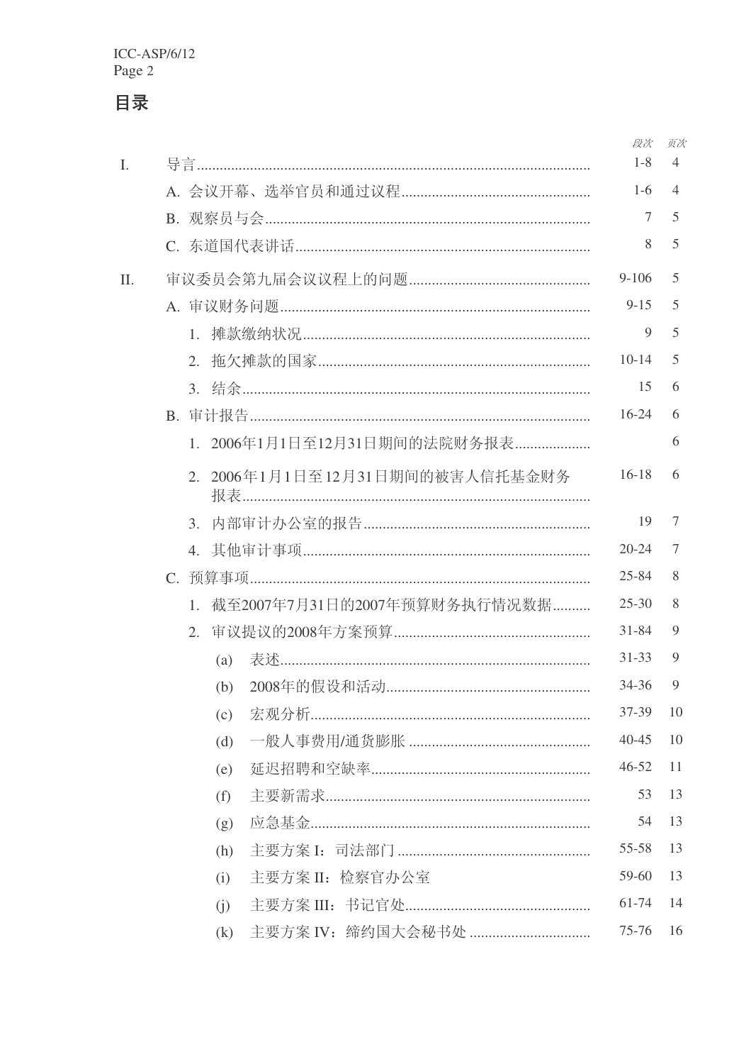# 目录

| | | 段次 | 页次 |
|---|---|---|---|
| I. | 导言 | 1-8 | 4 |
| | A. 会议开幕、选举官员和通过议程 | 1-6 | 4 |
| | B. 观察员与会 | 7 | 5 |
| | C. 东道国代表讲话 | 8 | 5 |
| II. | 审议委员会第九届会议议程上的问题 | 9-106 | 5 |
| | A. 审议财务问题 | 9-15 | 5 |
| | 1. 摊款缴纳状况 | 9 | 5 |
| | 2. 拖欠摊款的国家 | 10-14 | 5 |
| | 3. 结余 | 15 | 6 |
| | B. 审计报告 | 16-24 | 6 |
| | 1. 2006年1月1日至12月31日期间的法院财务报表 | | 6 |
| | 2. 2006年1月1日至12月31日期间的被害人信托基金财务报表 | 16-18 | 6 |
| | 3. 内部审计办公室的报告 | 19 | 7 |
| | 4. 其他审计事项 | 20-24 | 7 |
| | C. 预算事项 | 25-84 | 8 |
| | 1. 截至2007年7月31日的2007年预算财务执行情况数据 | 25-30 | 8 |
| | 2. 审议提议的2008年方案预算 | 31-84 | 9 |
| | (a) 表述 | 31-33 | 9 |
| | (b) 2008年的假设和活动 | 34-36 | 9 |
| | (c) 宏观分析 | 37-39 | 10 |
| | (d) 一般人事费用/通货膨胀 | 40-45 | 10 |
| | (e) 延迟招聘和空缺率 | 46-52 | 11 |
| | (f) 主要新需求 | 53 | 13 |
| | (g) 应急基金 | 54 | 13 |
| | (h) 主要方案 I：司法部门 | 55-58 | 13 |
| | (i) 主要方案 II：检察官办公室 | 59-60 | 13 |
| | (j) 主要方案 III：书记官处 | 61-74 | 14 |
| | (k) 主要方案 IV：缔约国大会秘书处 | 75-76 | 16 |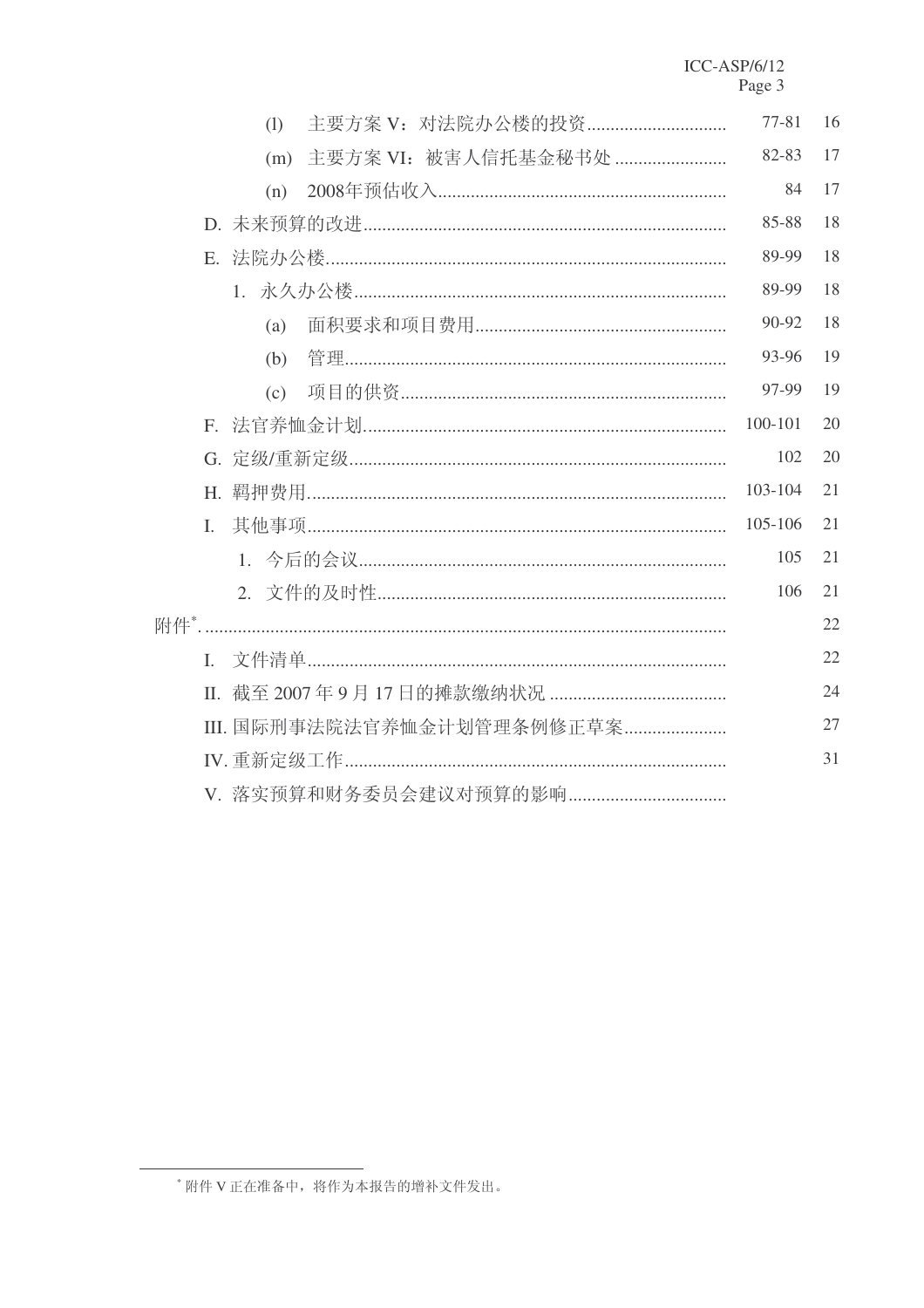| | | |
|---|---|---|
| (l) 主要方案 V：对法院办公楼的投资 | 77-81 | 16 |
| (m) 主要方案 VI：被害人信托基金秘书处 | 82-83 | 17 |
| (n) 2008年预估收入 | 84 | 17 |
| D. 未来预算的改进 | 85-88 | 18 |
| E. 法院办公楼 | 89-99 | 18 |
| 1. 永久办公楼 | 89-99 | 18 |
| (a) 面积要求和项目费用 | 90-92 | 18 |
| (b) 管理 | 93-96 | 19 |
| (c) 项目的供资 | 97-99 | 19 |
| F. 法官养恤金计划 | 100-101 | 20 |
| G. 定级/重新定级 | 102 | 20 |
| H. 羁押费用 | 103-104 | 21 |
| I. 其他事项 | 105-106 | 21 |
| 1. 今后的会议 | 105 | 21 |
| 2. 文件的及时性 | 106 | 21 |
| 附件* | | 22 |
| I. 文件清单 | | 22 |
| II. 截至 2007 年 9 月 17 日的摊款缴纳状况 | | 24 |
| III. 国际刑事法院法官养恤金计划管理条例修正草案 | | 27 |
| IV. 重新定级工作 | | 31 |
| V. 落实预算和财务委员会建议对预算的影响 | | |

* 附件 V 正在准备中，将作为本报告的增补文件发出。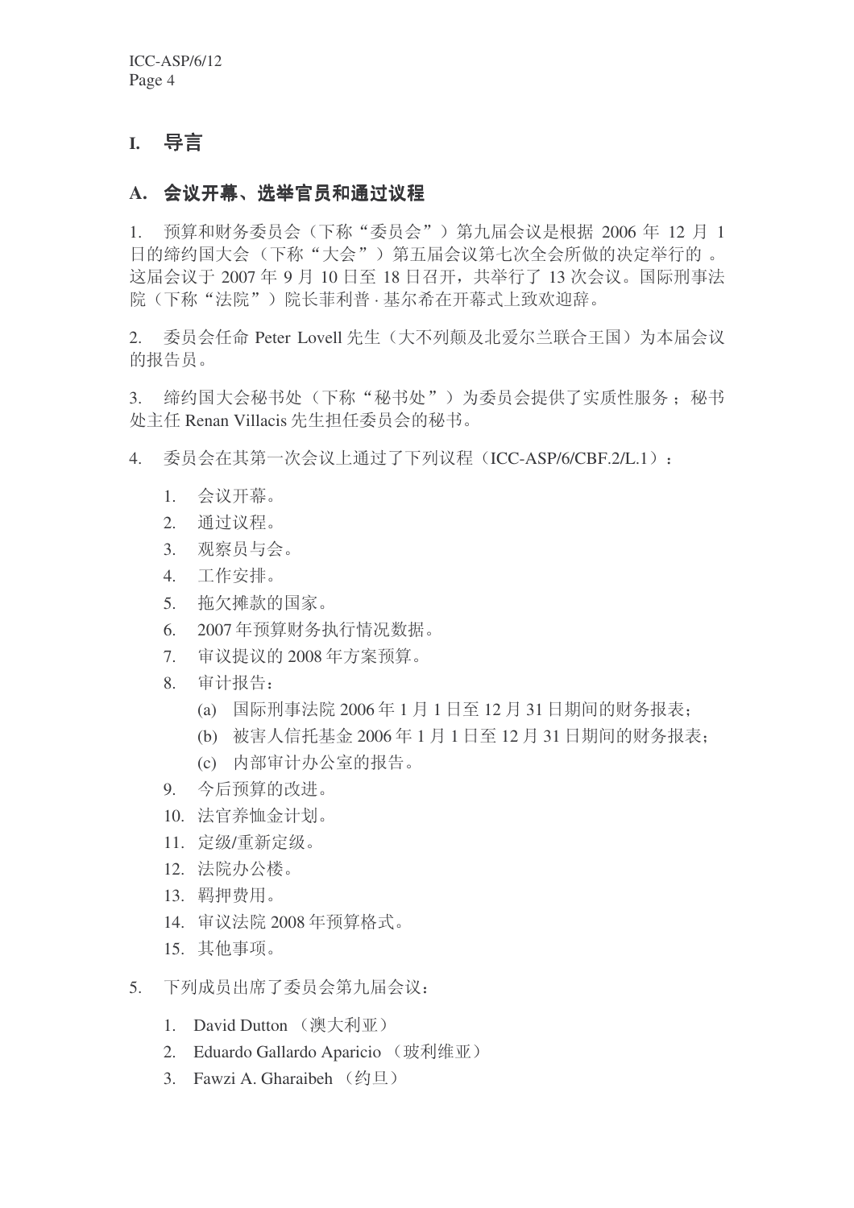# I. 导言

## A. 会议开幕、选举官员和通过议程

1. 预算和财务委员会（下称“委员会”）第九届会议是根据 2006 年 12 月 1 日的缔约国大会（下称“大会”）第五届会议第七次全会所做的决定举行的。这届会议于 2007 年 9 月 10 日至 18 日召开，共举行了 13 次会议。国际刑事法院（下称“法院”）院长菲利普·基尔希在开幕式上致欢迎辞。

2. 委员会任命 Peter Lovell 先生（大不列颠及北爱尔兰联合王国）为本届会议的报告员。

3. 缔约国大会秘书处（下称“秘书处”）为委员会提供了实质性服务；秘书处主任 Renan Villacis 先生担任委员会的秘书。

4. 委员会在其第一次会议上通过了下列议程（ICC-ASP/6/CBF.2/L.1）：

   1. 会议开幕。
   2. 通过议程。
   3. 观察员与会。
   4. 工作安排。
   5. 拖欠摊款的国家。
   6. 2007 年预算财务执行情况数据。
   7. 审议提议的 2008 年方案预算。
   8. 审计报告：
      (a) 国际刑事法院 2006 年 1 月 1 日至 12 月 31 日期间的财务报表；
      (b) 被害人信托基金 2006 年 1 月 1 日至 12 月 31 日期间的财务报表；
      (c) 内部审计办公室的报告。
   9. 今后预算的改进。
   10. 法官养恤金计划。
   11. 定级/重新定级。
   12. 法院办公楼。
   13. 羁押费用。
   14. 审议法院 2008 年预算格式。
   15. 其他事项。

5. 下列成员出席了委员会第九届会议：

   1. David Dutton （澳大利亚）
   2. Eduardo Gallardo Aparicio （玻利维亚）
   3. Fawzi A. Gharaibeh （约旦）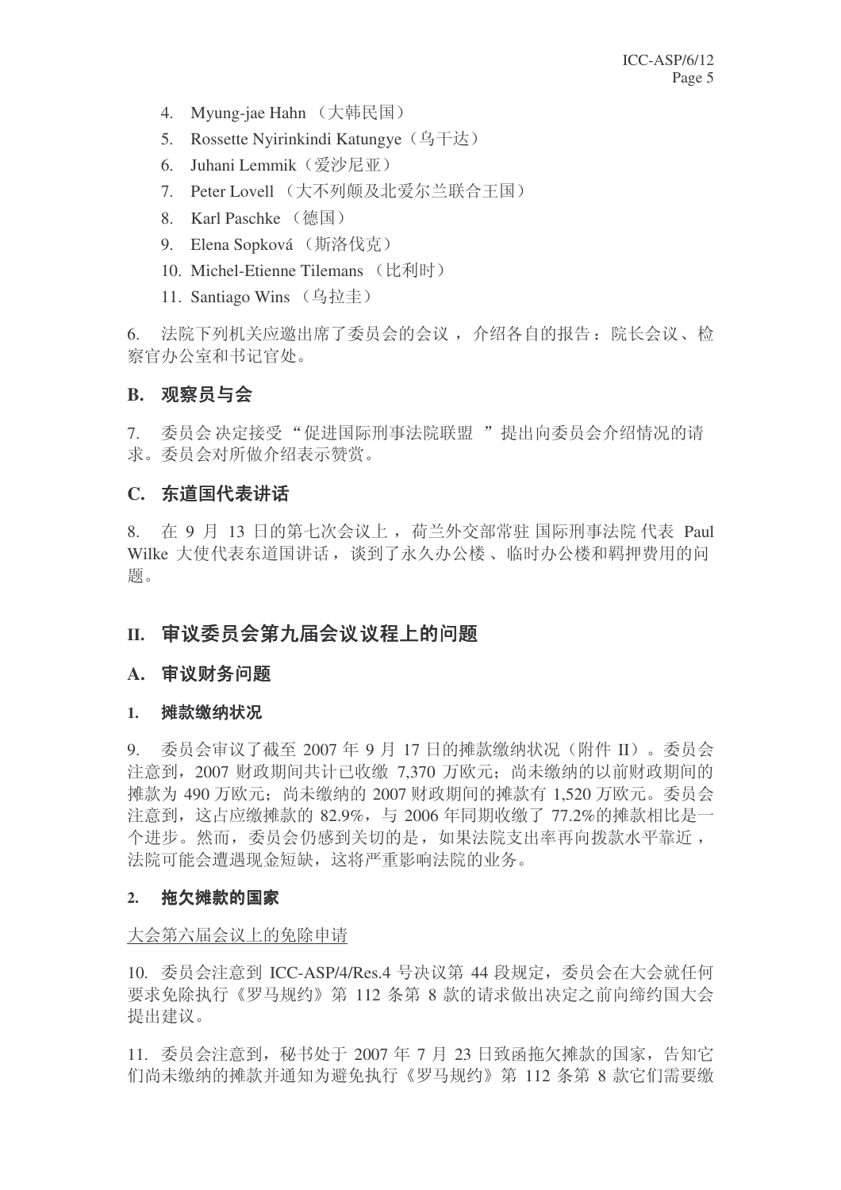4. Myung-jae Hahn （大韩民国）
5. Rossette Nyirinkindi Katungye（乌干达）
6. Juhani Lemmik（爱沙尼亚）
7. Peter Lovell （大不列颠及北爱尔兰联合王国）
8. Karl Paschke （德国）
9. Elena Sopková （斯洛伐克）
10. Michel-Etienne Tilemans （比利时）
11. Santiago Wins （乌拉圭）

6. 法院下列机关应邀出席了委员会的会议，介绍各自的报告：院长会议、检察官办公室和书记官处。

## B. 观察员与会

7. 委员会决定接受“促进国际刑事法院联盟”提出向委员会介绍情况的请求。委员会对所做介绍表示赞赏。

## C. 东道国代表讲话

8. 在 9 月 13 日的第七次会议上，荷兰外交部常驻国际刑事法院代表 Paul Wilke 大使代表东道国讲话，谈到了永久办公楼、临时办公楼和羁押费用的问题。

# II. 审议委员会第九届会议议程上的问题

## A. 审议财务问题

### 1. 摊款缴纳状况

9. 委员会审议了截至 2007 年 9 月 17 日的摊款缴纳状况（附件 II）。委员会注意到，2007 财政期间共计已收缴 7,370 万欧元；尚未缴纳的以前财政期间的摊款为 490 万欧元；尚未缴纳的 2007 财政期间的摊款有 1,520 万欧元。委员会注意到，这占应缴摊款的 82.9%，与 2006 年同期收缴了 77.2%的摊款相比是一个进步。然而，委员会仍感到关切的是，如果法院支出率再向拨款水平靠近，法院可能会遭遇现金短缺，这将严重影响法院的业务。

### 2. 拖欠摊款的国家

大会第六届会议上的免除申请

10. 委员会注意到 ICC-ASP/4/Res.4 号决议第 44 段规定，委员会在大会就任何要求免除执行《罗马规约》第 112 条第 8 款的请求做出决定之前向缔约国大会提出建议。

11. 委员会注意到，秘书处于 2007 年 7 月 23 日致函拖欠摊款的国家，告知它们尚未缴纳的摊款并通知为避免执行《罗马规约》第 112 条第 8 款它们需要缴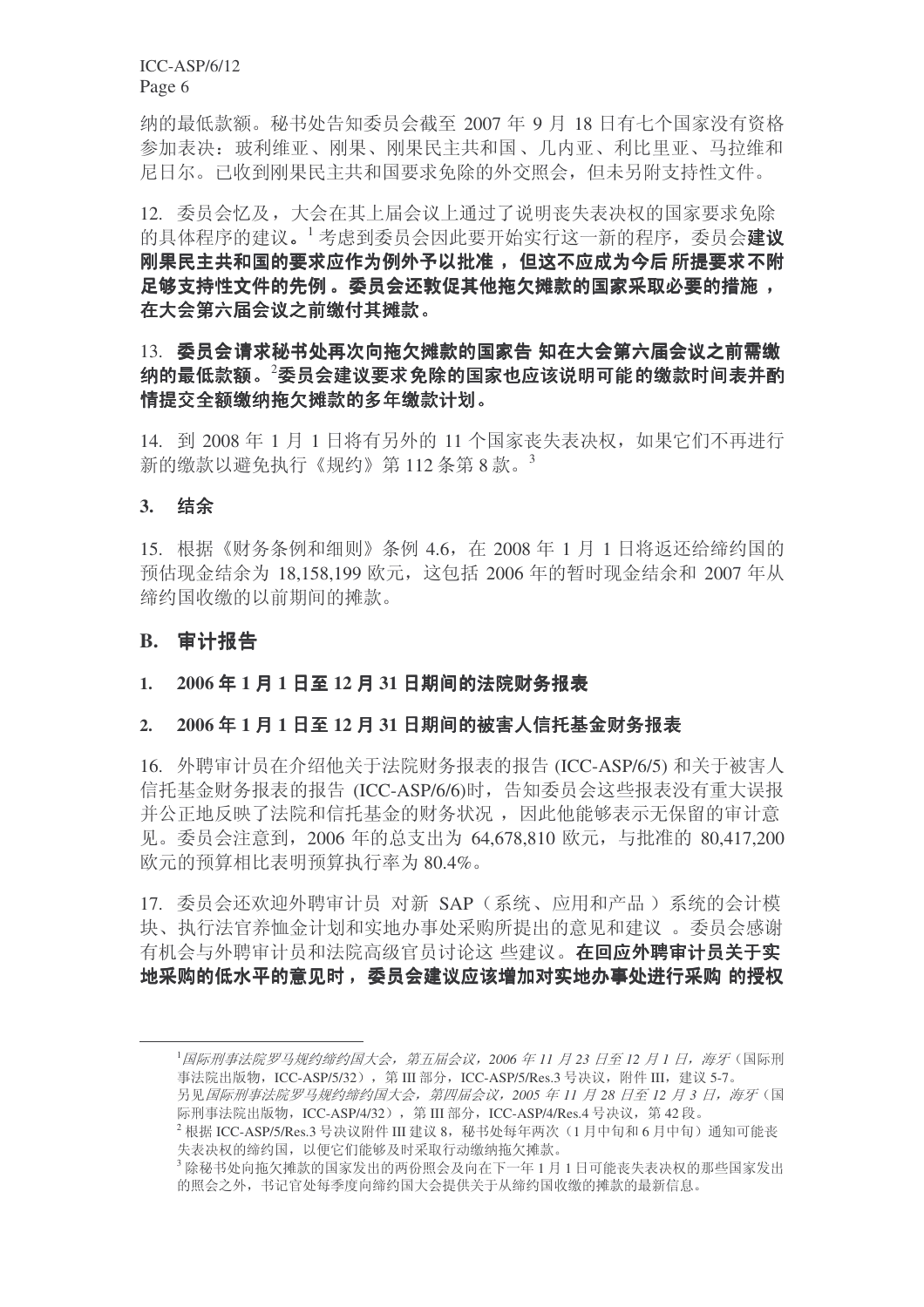纳的最低款额。秘书处告知委员会截至 2007 年 9 月 18 日有七个国家没有资格参加表决：玻利维亚、刚果、刚果民主共和国、几内亚、利比里亚、马拉维和尼日尔。已收到刚果民主共和国要求免除的外交照会，但未另附支持性文件。

12. 委员会忆及，大会在其上届会议上通过了说明丧失表决权的国家要求免除的具体程序的建议。[1] 考虑到委员会因此要开始实行这一新的程序，委员会**建议刚果民主共和国的要求应作为例外予以批准，但这不应成为今后所提要求不附足够支持性文件的先例。委员会还敦促其他拖欠摊款的国家采取必要的措施，在大会第六届会议之前缴付其摊款。**

13. **委员会请求秘书处再次向拖欠摊款的国家告知在大会第六届会议之前需缴纳的最低款额。**[2]**委员会建议要求免除的国家也应该说明可能的缴款时间表并酌情提交全额缴纳拖欠摊款的多年缴款计划。**

14. 到 2008 年 1 月 1 日将有另外的 11 个国家丧失表决权，如果它们不再进行新的缴款以避免执行《规约》第 112 条第 8 款。[3]

### 3. 结余

15. 根据《财务条例和细则》条例 4.6，在 2008 年 1 月 1 日将返还给缔约国的预估现金结余为 18,158,199 欧元，这包括 2006 年的暂时现金结余和 2007 年从缔约国收缴的以前期间的摊款。

## B. 审计报告

### 1. 2006 年 1 月 1 日至 12 月 31 日期间的法院财务报表

### 2. 2006 年 1 月 1 日至 12 月 31 日期间的被害人信托基金财务报表

16. 外聘审计员在介绍他关于法院财务报表的报告 (ICC-ASP/6/5) 和关于被害人信托基金财务报表的报告 (ICC-ASP/6/6)时，告知委员会这些报表没有重大误报并公正地反映了法院和信托基金的财务状况，因此他能够表示无保留的审计意见。委员会注意到，2006 年的总支出为 64,678,810 欧元，与批准的 80,417,200 欧元的预算相比表明预算执行率为 80.4%。

17. 委员会还欢迎外聘审计员对新 SAP（系统、应用和产品）系统的会计模块、执行法官养恤金计划和实地办事处采购所提出的意见和建议。委员会感谢有机会与外聘审计员和法院高级官员讨论这些建议。**在回应外聘审计员关于实地采购的低水平的意见时，委员会建议应该增加对实地办事处进行采购的授权**

---

[1] *国际刑事法院罗马规约缔约国大会，第五届会议，2006 年 11 月 23 日至 12 月 1 日，海牙*（国际刑事法院出版物，ICC-ASP/5/32），第 III 部分，ICC-ASP/5/Res.3 号决议，附件 III，建议 5-7。另见*国际刑事法院罗马规约缔约国大会，第四届会议，2005 年 11 月 28 日至 12 月 3 日，海牙*（国际刑事法院出版物，ICC-ASP/4/32），第 III 部分，ICC-ASP/4/Res.4 号决议，第 42 段。

[2] 根据 ICC-ASP/5/Res.3 号决议附件 III 建议 8，秘书处每年两次（1 月中旬和 6 月中旬）通知可能丧失表决权的缔约国，以便它们能够及时采取行动缴纳拖欠摊款。

[3] 除秘书处向拖欠摊款的国家发出的两份照会及向在下一年 1 月 1 日可能丧失表决权的那些国家发出的照会之外，书记官处每季度向缔约国大会提供关于从缔约国收缴的摊款的最新信息。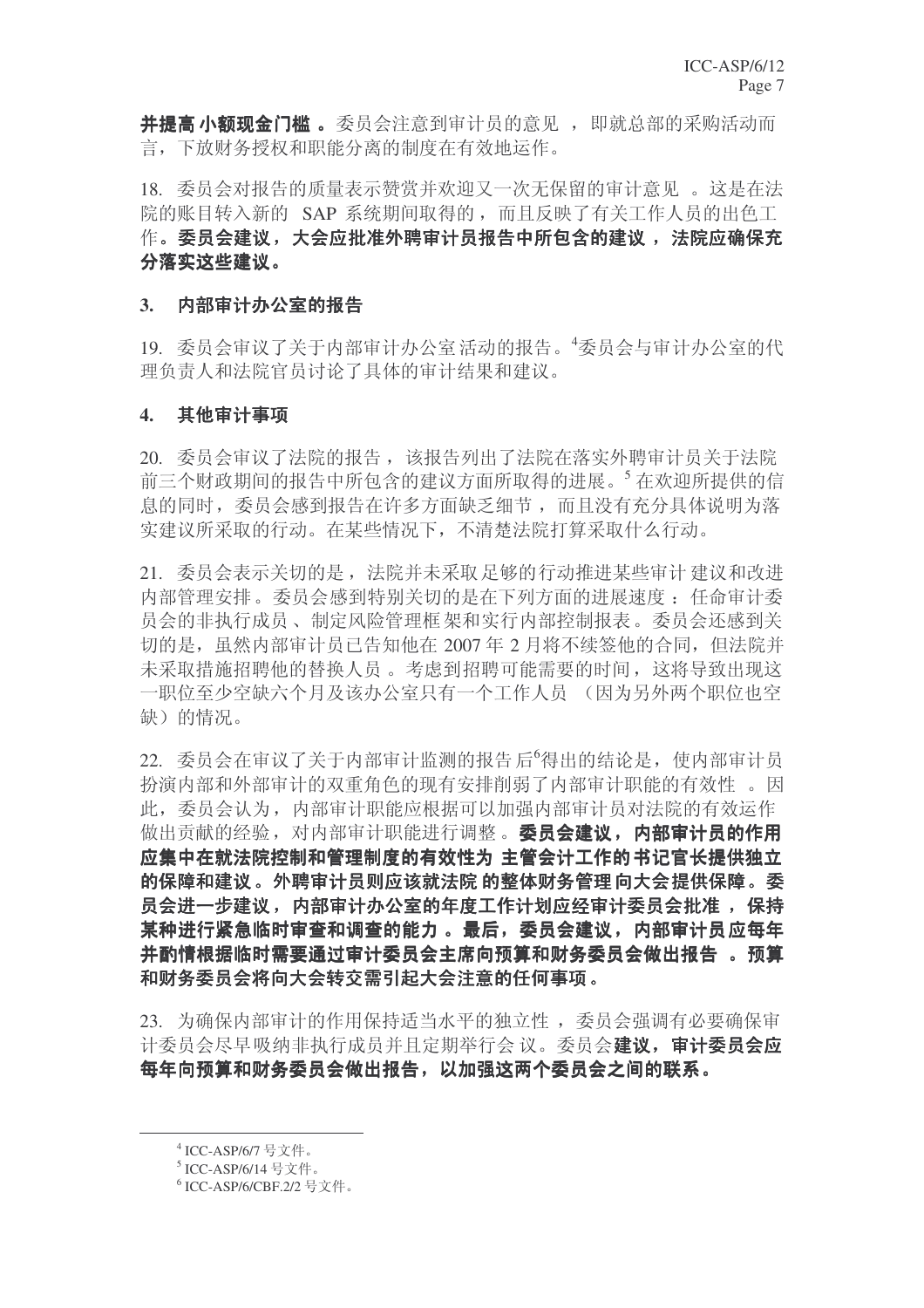**并提高小额现金门槛。**委员会注意到审计员的意见，即就总部的采购活动而言，下放财务授权和职能分离的制度在有效地运作。

18. 委员会对报告的质量表示赞赏并欢迎又一次无保留的审计意见。这是在法院的账目转入新的 SAP 系统期间取得的，而且反映了有关工作人员的出色工作。**委员会建议，大会应批准外聘审计员报告中所包含的建议，法院应确保充分落实这些建议。**

### 3. 内部审计办公室的报告

19. 委员会审议了关于内部审计办公室活动的报告。[4]委员会与审计办公室的代理负责人和法院官员讨论了具体的审计结果和建议。

### 4. 其他审计事项

20. 委员会审议了法院的报告，该报告列出了法院在落实外聘审计员关于法院前三个财政期间的报告中所包含的建议方面所取得的进展。[5] 在欢迎所提供的信息的同时，委员会感到报告在许多方面缺乏细节，而且没有充分具体说明为落实建议所采取的行动。在某些情况下，不清楚法院打算采取什么行动。

21. 委员会表示关切的是，法院并未采取足够的行动推进某些审计建议和改进内部管理安排。委员会感到特别关切的是在下列方面的进展速度：任命审计委员会的非执行成员、制定风险管理框架和实行内部控制报表。委员会还感到关切的是，虽然内部审计员已告知他在 2007 年 2 月将不续签他的合同，但法院并未采取措施招聘他的替换人员。考虑到招聘可能需要的时间，这将导致出现这一职位至少空缺六个月及该办公室只有一个工作人员（因为另外两个职位也空缺）的情况。

22. 委员会在审议了关于内部审计监测的报告后[6]得出的结论是，使内部审计员扮演内部和外部审计的双重角色的现有安排削弱了内部审计职能的有效性。因此，委员会认为，内部审计职能应根据可以加强内部审计员对法院的有效运作做出贡献的经验，对内部审计职能进行调整。**委员会建议，内部审计员的作用应集中在就法院控制和管理制度的有效性为主管会计工作的书记官长提供独立的保障和建议。外聘审计员则应该就法院的整体财务管理向大会提供保障。委员会进一步建议，内部审计办公室的年度工作计划应经审计委员会批准，保持某种进行紧急临时审查和调查的能力。最后，委员会建议，内部审计员应每年并酌情根据临时需要通过审计委员会主席向预算和财务委员会做出报告。预算和财务委员会将向大会转交需引起大会注意的任何事项。**

23. 为确保内部审计的作用保持适当水平的独立性，委员会强调有必要确保审计委员会尽早吸纳非执行成员并且定期举行会议。委员会**建议，审计委员会应每年向预算和财务委员会做出报告，以加强这两个委员会之间的联系。**

---

[4] ICC-ASP/6/7 号文件。

[5] ICC-ASP/6/14 号文件。

[6] ICC-ASP/6/CBF.2/2 号文件。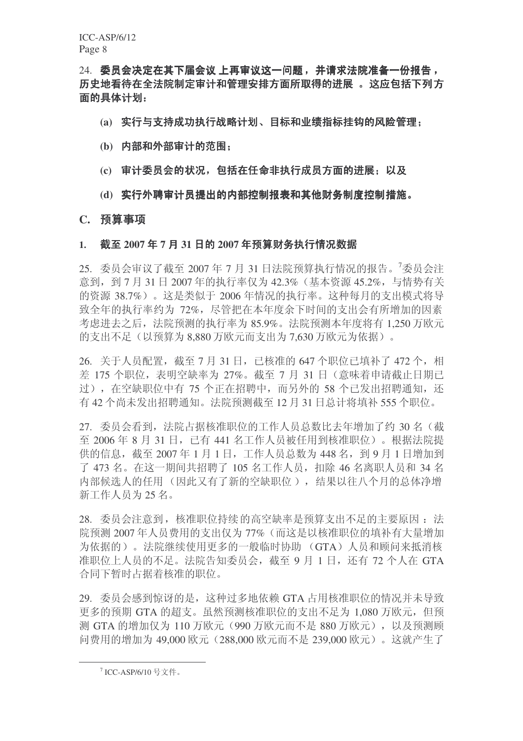**24. 委员会决定在其下届会议上再审议这一问题，并请求法院准备一份报告，历史地看待在全法院制定审计和管理安排方面所取得的进展。这应包括下列方面的具体计划：**

**(a) 实行与支持成功执行战略计划、目标和业绩指标挂钩的风险管理；**

**(b) 内部和外部审计的范围；**

**(c) 审计委员会的状况，包括在任命非执行成员方面的进展；以及**

**(d) 实行外聘审计员提出的内部控制报表和其他财务制度控制措施。**

## C. 预算事项

### 1. 截至 2007 年 7 月 31 日的 2007 年预算财务执行情况数据

25. 委员会审议了截至 2007 年 7 月 31 日法院预算执行情况的报告。[7]委员会注意到，到 7 月 31 日 2007 年的执行率仅为 42.3%（基本资源 45.2%，与情势有关的资源 38.7%）。这是类似于 2006 年情况的执行率。这种每月的支出模式将导致全年的执行率约为 72%，尽管把在本年度余下时间的支出会有所增加的因素考虑进去之后，法院预测的执行率为 85.9%。法院预测本年度将有 1,250 万欧元的支出不足（以预算为 8,880 万欧元而支出为 7,630 万欧元为依据）。

26. 关于人员配置，截至 7 月 31 日，已核准的 647 个职位已填补了 472 个，相差 175 个职位，表明空缺率为 27%。截至 7 月 31 日（意味着申请截止日期已过），在空缺职位中有 75 个正在招聘中，而另外的 58 个已发出招聘通知，还有 42 个尚未发出招聘通知。法院预测截至 12 月 31 日总计将填补 555 个职位。

27. 委员会看到，法院占据核准职位的工作人员总数比去年增加了约 30 名（截至 2006 年 8 月 31 日，已有 441 名工作人员被任用到核准职位）。根据法院提供的信息，截至 2007 年 1 月 1 日，工作人员总数为 448 名，到 9 月 1 日增加到了 473 名。在这一期间共招聘了 105 名工作人员，扣除 46 名离职人员和 34 名内部候选人的任用（因此又有了新的空缺职位），结果以往八个月的总体净增新工作人员为 25 名。

28. 委员会注意到，核准职位持续的高空缺率是预算支出不足的主要原因：法院预测 2007 年人员费用的支出仅为 77%（而这是以核准职位的填补有大量增加为依据的）。法院继续使用更多的一般临时协助（GTA）人员和顾问来抵消核准职位上人员的不足。法院告知委员会，截至 9 月 1 日，还有 72 个人在 GTA 合同下暂时占据着核准的职位。

29. 委员会感到惊讶的是，这种过多地依赖 GTA 占用核准职位的情况并未导致更多的预期 GTA 的超支。虽然预测核准职位的支出不足为 1,080 万欧元，但预测 GTA 的增加仅为 110 万欧元（990 万欧元而不是 880 万欧元），以及预测顾问费用的增加为 49,000 欧元（288,000 欧元而不是 239,000 欧元）。这就产生了

[7] ICC-ASP/6/10 号文件。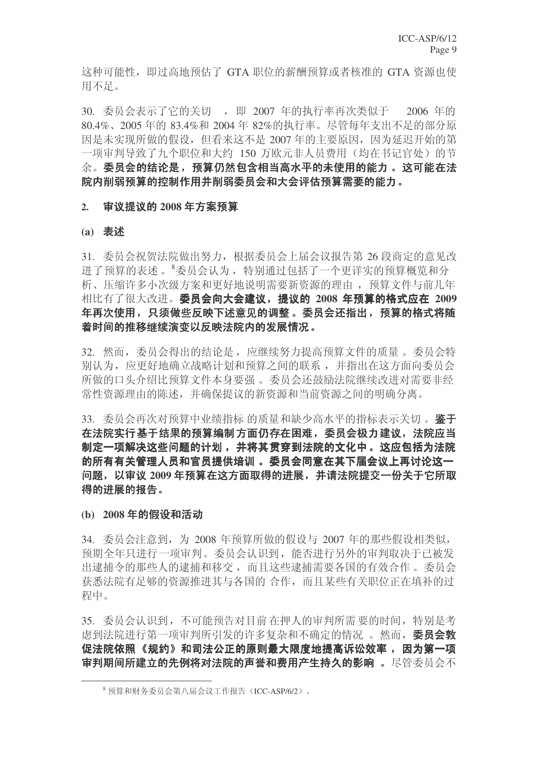这种可能性，即过高地预估了 GTA 职位的薪酬预算或者核准的 GTA 资源也使用不足。

30. 委员会表示了它的关切，即 2007 年的执行率再次类似于 2006 年的 80.4%、2005 年的 83.4%和 2004 年 82%的执行率。尽管每年支出不足的部分原因是未实现所做的假设，但看来这不是 2007 年的主要原因，因为延迟开始的第一项审判导致了九个职位和大约 150 万欧元非人员费用（均在书记官处）的节余。**委员会的结论是，预算仍然包含相当高水平的未使用的能力。这可能在法院内削弱预算的控制作用并削弱委员会和大会评估预算需要的能力。**

## 2. 审议提议的 2008 年方案预算

### (a) 表述

31. 委员会祝贺法院做出努力，根据委员会上届会议报告第 26 段商定的意见改进了预算的表述。[8]委员会认为，特别通过包括了一个更详实的预算概览和分析、压缩许多小次级方案和更好地说明需要新资源的理由，预算文件与前几年相比有了很大改进。**委员会向大会建议，提议的 2008 年预算的格式应在 2009 年再次使用，只须做些反映下述意见的调整。委员会还指出，预算的格式将随着时间的推移继续演变以反映法院内的发展情况。**

32. 然而，委员会得出的结论是，应继续努力提高预算文件的质量。委员会特别认为，应更好地确立战略计划和预算之间的联系，并指出在这方面向委员会所做的口头介绍比预算文件本身要强。委员会还鼓励法院继续改进对需要非经常性资源理由的陈述，并确保提议的新资源和当前资源之间的明确分离。

33. 委员会再次对预算中业绩指标的质量和缺少高水平的指标表示关切。**鉴于在法院实行基于结果的预算编制方面仍存在困难，委员会极力建议，法院应当制定一项解决这些问题的计划，并将其贯穿到法院的文化中。这应包括为法院的所有有关管理人员和官员提供培训。委员会同意在其下届会议上再讨论这一问题，以审议 2009 年预算在这方面取得的进展，并请法院提交一份关于它所取得的进展的报告。**

### (b) 2008 年的假设和活动

34. 委员会注意到，为 2008 年预算所做的假设与 2007 年的那些假设相类似，预期全年只进行一项审判。委员会认识到，能否进行另外的审判取决于已被发出逮捕令的那些人的逮捕和移交，而且这些逮捕需要各国的有效合作。委员会获悉法院有足够的资源推进其与各国的合作，而且某些有关职位正在填补的过程中。

35. 委员会认识到，不可能预告对目前在押人的审判所需要的时间，特别是考虑到法院进行第一项审判所引发的许多复杂和不确定的情况。然而，**委员会敦促法院依照《规约》和司法公正的原则最大限度地提高诉讼效率，因为第一项审判期间所建立的先例将对法院的声誉和费用产生持久的影响。**尽管委员会不

[8] 预算和财务委员会第八届会议工作报告（ICC-ASP/6/2）。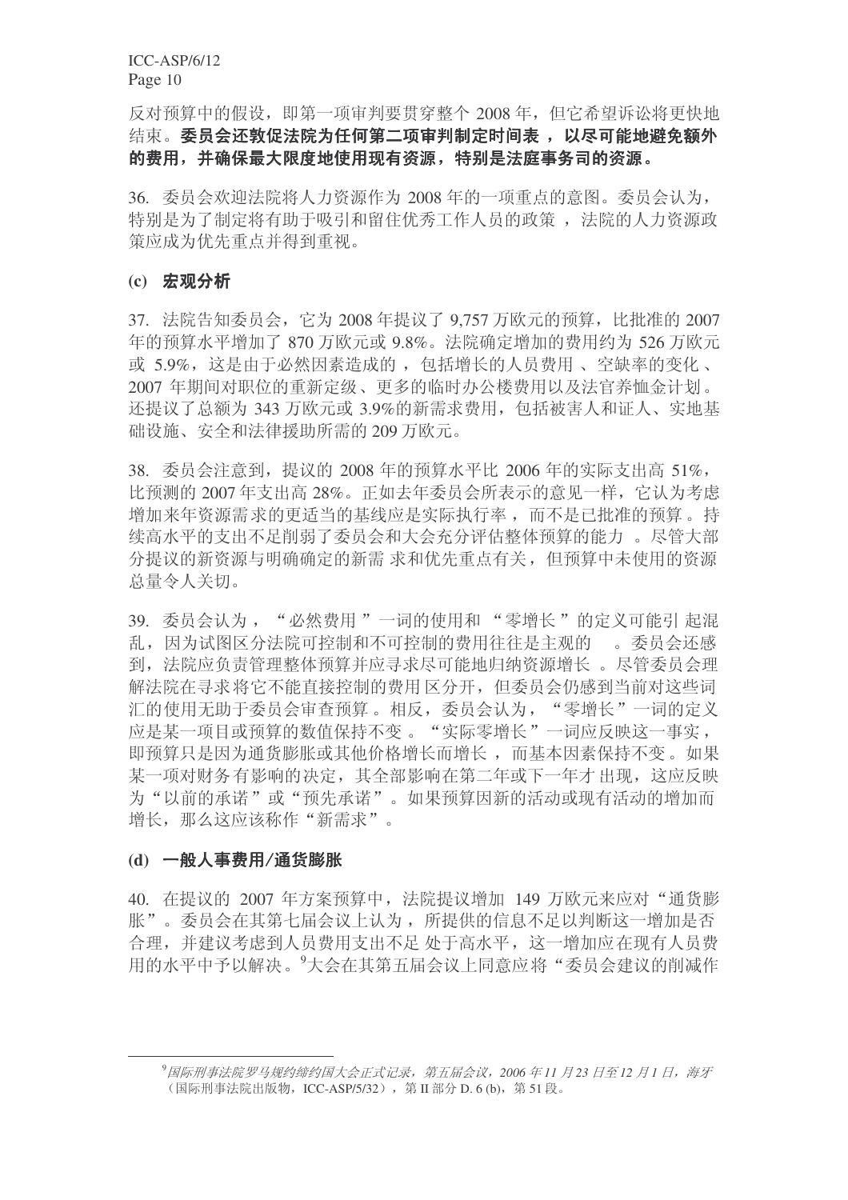反对预算中的假设，即第一项审判要贯穿整个 2008 年，但它希望诉讼将更快地结束。**委员会还敦促法院为任何第二项审判制定时间表，以尽可能地避免额外的费用，并确保最大限度地使用现有资源，特别是法庭事务司的资源。**

36. 委员会欢迎法院将人力资源作为 2008 年的一项重点的意图。委员会认为，特别是为了制定将有助于吸引和留住优秀工作人员的政策，法院的人力资源政策应成为优先重点并得到重视。

### (c) 宏观分析

37. 法院告知委员会，它为 2008 年提议了 9,757 万欧元的预算，比批准的 2007 年的预算水平增加了 870 万欧元或 9.8%。法院确定增加的费用约为 526 万欧元或 5.9%，这是由于必然因素造成的，包括增长的人员费用、空缺率的变化、2007 年期间对职位的重新定级、更多的临时办公楼费用以及法官养恤金计划。还提议了总额为 343 万欧元或 3.9%的新需求费用，包括被害人和证人、实地基础设施、安全和法律援助所需的 209 万欧元。

38. 委员会注意到，提议的 2008 年的预算水平比 2006 年的实际支出高 51%，比预测的 2007 年支出高 28%。正如去年委员会所表示的意见一样，它认为考虑增加来年资源需求的更适当的基线应是实际执行率，而不是已批准的预算。持续高水平的支出不足削弱了委员会和大会充分评估整体预算的能力。尽管大部分提议的新资源与明确确定的新需求和优先重点有关，但预算中未使用的资源总量令人关切。

39. 委员会认为，"必然费用"一词的使用和"零增长"的定义可能引起混乱，因为试图区分法院可控制和不可控制的费用往往是主观的。委员会还感到，法院应负责管理整体预算并应寻求尽可能地归纳资源增长。尽管委员会理解法院在寻求将它不能直接控制的费用区分开，但委员会仍感到当前对这些词汇的使用无助于委员会审查预算。相反，委员会认为，"零增长"一词的定义应是某一项目或预算的数值保持不变。"实际零增长"一词应反映这一事实，即预算只是因为通货膨胀或其他价格增长而增长，而基本因素保持不变。如果某一项对财务有影响的决定，其全部影响在第二年或下一年才出现，这应反映为"以前的承诺"或"预先承诺"。如果预算因新的活动或现有活动的增加而增长，那么这应该称作"新需求"。

### (d) 一般人事费用/通货膨胀

40. 在提议的 2007 年方案预算中，法院提议增加 149 万欧元来应对"通货膨胀"。委员会在其第七届会议上认为，所提供的信息不足以判断这一增加是否合理，并建议考虑到人员费用支出不足处于高水平，这一增加应在现有人员费用的水平中予以解决。[9]大会在其第五届会议上同意应将"委员会建议的削减作

---

[9] *国际刑事法院罗马规约缔约国大会正式记录，第五届会议，2006 年 11 月 23 日至 12 月 1 日，海牙*（国际刑事法院出版物，ICC-ASP/5/32），第 II 部分 D. 6 (b)，第 51 段。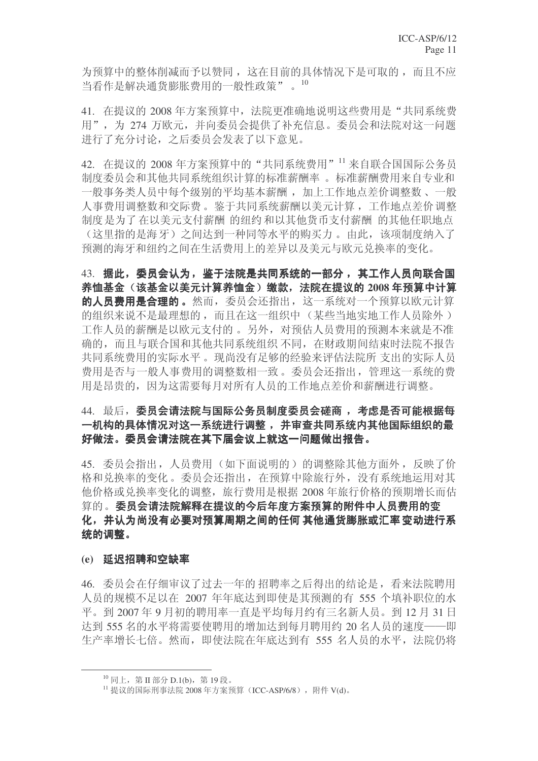为预算中的整体削减而予以赞同，这在目前的具体情况下是可取的，而且不应当看作是解决通货膨胀费用的一般性政策”。[10]

41. 在提议的 2008 年方案预算中，法院更准确地说明这些费用是“共同系统费用”，为 274 万欧元，并向委员会提供了补充信息。委员会和法院对这一问题进行了充分讨论，之后委员会发表了以下意见。

42. 在提议的 2008 年方案预算中的“共同系统费用”[11] 来自联合国国际公务员制度委员会和其他共同系统组织计算的标准薪酬率。标准薪酬费用来自专业和一般事务类人员中每个级别的平均基本薪酬，加上工作地点差价调整数、一般人事费用调整数和交际费。鉴于共同系统薪酬以美元计算，工作地点差价调整制度是为了在以美元支付薪酬的纽约和以其他货币支付薪酬的其他任职地点（这里指的是海牙）之间达到一种同等水平的购买力。由此，该项制度纳入了预测的海牙和纽约之间在生活费用上的差异以及美元与欧元兑换率的变化。

43. **据此，委员会认为，鉴于法院是共同系统的一部分，其工作人员向联合国养恤基金（该基金以美元计算养恤金）缴款，法院在提议的 2008 年预算中计算的人员费用是合理的。**然而，委员会还指出，这一系统对一个预算以欧元计算的组织来说不是最理想的，而且在这一组织中（某些当地实地工作人员除外）工作人员的薪酬是以欧元支付的。另外，对预估人员费用的预测本来就是不准确的，而且与联合国和其他共同系统组织不同，在财政期间结束时法院不报告共同系统费用的实际水平。现尚没有足够的经验来评估法院所支出的实际人员费用是否与一般人事费用的调整数相一致。委员会还指出，管理这一系统的费用是昂贵的，因为这需要每月对所有人员的工作地点差价和薪酬进行调整。

44. 最后，**委员会请法院与国际公务员制度委员会磋商，考虑是否可能根据每一机构的具体情况对这一系统进行调整，并审查共同系统内其他国际组织的最好做法。委员会请法院在其下届会议上就这一问题做出报告。**

45. 委员会指出，人员费用（如下面说明的）的调整除其他方面外，反映了价格和兑换率的变化。委员会还指出，在预算中除旅行外，没有系统地运用对其他价格或兑换率变化的调整，旅行费用是根据 2008 年旅行价格的预期增长而估算的。**委员会请法院解释在提议的今后年度方案预算的附件中人员费用的变化，并认为尚没有必要对预算周期之间的任何其他通货膨胀或汇率变动进行系统的调整。**

### (e) 延迟招聘和空缺率

46. 委员会在仔细审议了过去一年的招聘率之后得出的结论是，看来法院聘用人员的规模不足以在 2007 年年底达到即使是其预测的有 555 个填补职位的水平。到 2007 年 9 月初的聘用率一直是平均每月约有三名新人员。到 12 月 31 日达到 555 名的水平将需要使聘用的增加达到每月聘用约 20 名人员的速度——即生产率增长七倍。然而，即使法院在年底达到有 555 名人员的水平，法院仍将

[10] 同上，第 II 部分 D.1(b)，第 19 段。

[11] 提议的国际刑事法院 2008 年方案预算（ICC-ASP/6/8），附件 V(d)。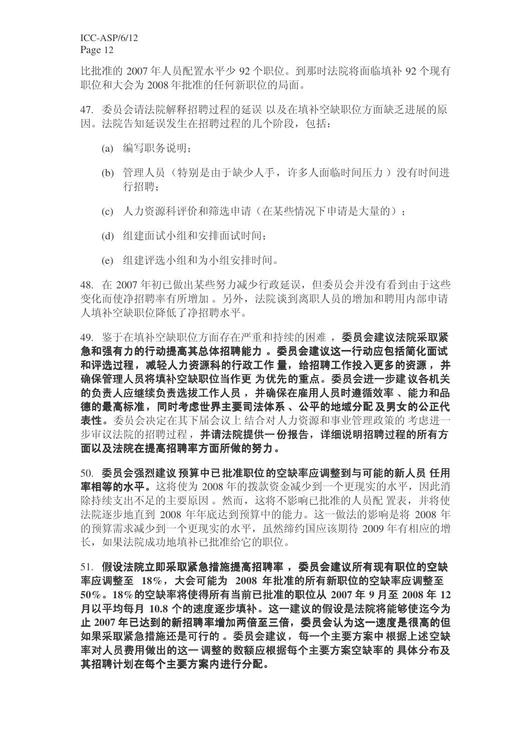比批准的 2007 年人员配置水平少 92 个职位。到那时法院将面临填补 92 个现有职位和大会为 2008 年批准的任何新职位的局面。

47. 委员会请法院解释招聘过程的延误 以及在填补空缺职位方面缺乏进展的原因。法院告知延误发生在招聘过程的几个阶段，包括：

(a) 编写职务说明；

(b) 管理人员（特别是由于缺少人手，许多人面临时间压力 ）没有时间进行招聘；

(c) 人力资源科评价和筛选申请（在某些情况下申请是大量的）；

(d) 组建面试小组和安排面试时间；

(e) 组建评选小组和为小组安排时间。

48. 在 2007 年初已做出某些努力减少行政延误，但委员会并没有看到由于这些变化而使净招聘率有所增加 。另外，法院谈到离职人员的增加和聘用内部申请人填补空缺职位降低了净招聘水平。

49. 鉴于在填补空缺职位方面存在严重和持续的困难 ，**委员会建议法院采取紧急和强有力的行动提高其总体招聘能力 。委员会建议这一行动应包括简化面试和评选过程，减轻人力资源科的行政工作 量，给招聘工作投入更多的资源 ，并确保管理人员将填补空缺职位当作更 为优先的重点。委员会进一步建 议各机关的负责人应继续负责选拔工作人员 ，并确保在雇用人员时遵循效率 、能力和品德的最高标准，同时考虑世界主要司法体系 、公平的地域分配 及男女的公正代表性。**委员会决定在其下届会议上 结合对人力资源和事业管理政策的 考虑进一步审议法院的招聘过程，**并请法院提供一 份报告，详细说明招聘过程的所有方面以及法院在提高招聘率方面所做的努力。**

50. **委员会强烈建议 预算中已 批准职位的空缺率应调整到与可能的新人员 任用率相等的水平。**这将使为 2008 年的拨款资金减少到一个更现实的水平，因此消除持续支出不足的主要原因 。然而，这将不影响已批准的人员配 置表，并将使法院逐步地直到 2008 年年底达到预算中的能力。这一做法的影响是将 2008 年的预算需求减少到一个更现实的水平，虽然缔约国应该期待 2009 年有相应的增长，如果法院成功地填补已批准给它的职位。

51. **假设法院立即采取紧急措施提高招聘率 ，委员会建议所有现有职位的空缺率应调整至 18%，大会可能为 2008 年批准的所有新职位的空缺率应调整至 50%。18%的空缺率将使得所有当前已批准的职位从 2007 年 9 月至 2008 年 12 月以平均每月 10.8 个的速度逐步填补。这一建议的假设是法院将能够使迄今为止 2007 年已达到的新招聘率增加两倍至三倍，委员会认为这一速度是很高的但如果采取紧急措施还是可行的 。委员会建议，每一个主要方案中 根据上述空缺率对人员费用做出的这一 调整的数额应根据每个主要方案空缺率的 具体分布及其招聘计划在每个主要方案内进行分配。**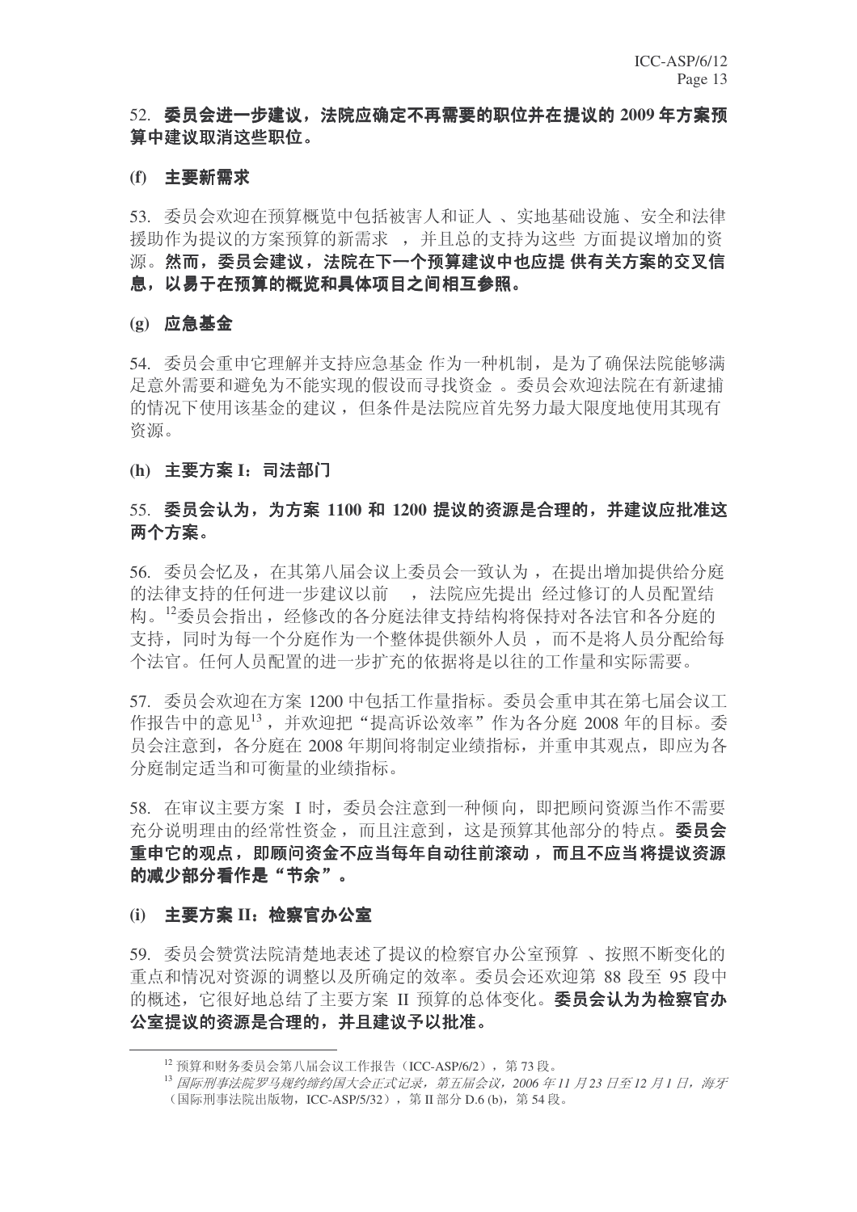52. **委员会进一步建议，法院应确定不再需要的职位并在提议的 2009 年方案预算中建议取消这些职位。**

**(f) 主要新需求**

53. 委员会欢迎在预算概览中包括被害人和证人 、实地基础设施、安全和法律援助作为提议的方案预算的新需求 ，并且总的支持为这些 方面提议增加的资源。**然而，委员会建议，法院在下一个预算建议中也应提 供有关方案的交叉信息，以易于在预算的概览和具体项目之间相互参照。**

**(g) 应急基金**

54. 委员会重申它理解并支持应急基金 作为一种机制，是为了确保法院能够满足意外需要和避免为不能实现的假设而寻找资金 。委员会欢迎法院在有新逮捕的情况下使用该基金的建议，但条件是法院应首先努力最大限度地使用其现有资源。

**(h) 主要方案 I：司法部门**

55. **委员会认为，为方案 1100 和 1200 提议的资源是合理的，并建议应批准这两个方案。**

56. 委员会忆及，在其第八届会议上委员会一致认为，在提出增加提供给分庭的法律支持的任何进一步建议以前 ，法院应先提出 经过修订的人员配置结构。[12]委员会指出，经修改的各分庭法律支持结构将保持对各法官和各分庭的支持，同时为每一个分庭作为一个整体提供额外人员，而不是将人员分配给每个法官。任何人员配置的进一步扩充的依据将是以往的工作量和实际需要。

57. 委员会欢迎在方案 1200 中包括工作量指标。委员会重申其在第七届会议工作报告中的意见[13]，并欢迎把“提高诉讼效率”作为各分庭 2008 年的目标。委员会注意到，各分庭在 2008 年期间将制定业绩指标，并重申其观点，即应为各分庭制定适当和可衡量的业绩指标。

58. 在审议主要方案 I 时，委员会注意到一种倾向，即把顾问资源当作不需要充分说明理由的经常性资金，而且注意到，这是预算其他部分的特点。**委员会重申它的观点，即顾问资金不应当每年自动往前滚动 ，而且不应当将提议资源的减少部分看作是“节余”。**

**(i) 主要方案 II：检察官办公室**

59. 委员会赞赏法院清楚地表述了提议的检察官办公室预算 、按照不断变化的重点和情况对资源的调整以及所确定的效率。委员会还欢迎第 88 段至 95 段中的概述，它很好地总结了主要方案 II 预算的总体变化。**委员会认为为检察官办公室提议的资源是合理的，并且建议予以批准。**

---

[12] 预算和财务委员会第八届会议工作报告（ICC-ASP/6/2），第 73 段。

[13] *国际刑事法院罗马规约缔约国大会正式记录，第五届会议，2006 年 11 月 23 日至 12 月 1 日，海牙*（国际刑事法院出版物，ICC-ASP/5/32），第 II 部分 D.6 (b)，第 54 段。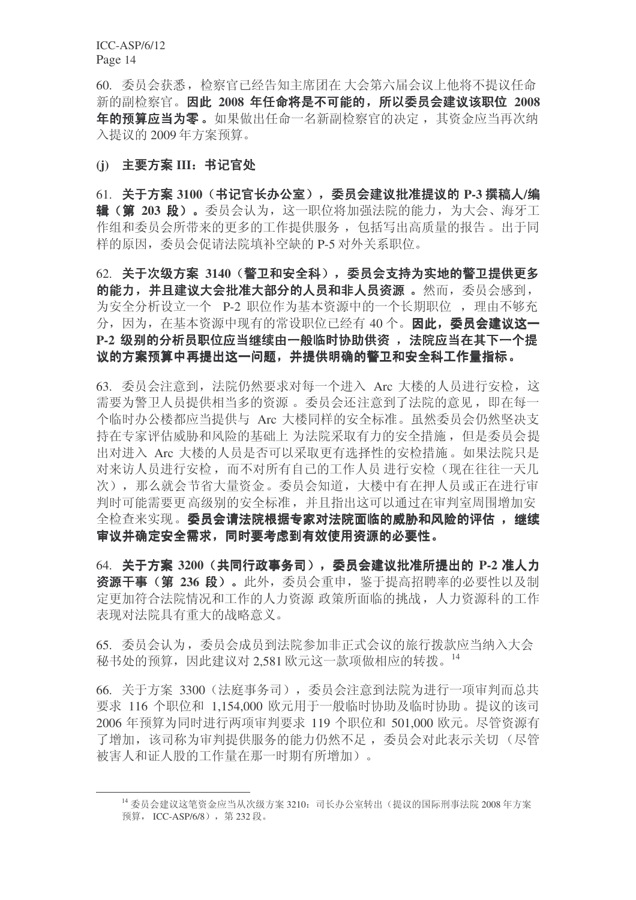60. 委员会获悉，检察官已经告知主席团在 大会第六届会议上他将不提议任命新的副检察官。**因此 2008 年任命将是不可能的，所以委员会建议该职位 2008 年的预算应当为零。**如果做出任命一名新副检察官的决定，其资金应当再次纳入提议的 2009 年方案预算。

**(j) 主要方案 III：书记官处**

61. **关于方案 3100（书记官长办公室），委员会建议批准提议的 P-3 撰稿人/编辑（第 203 段）。**委员会认为，这一职位将加强法院的能力，为大会、海牙工作组和委员会所带来的更多的工作提供服务，包括写出高质量的报告。出于同样的原因，委员会促请法院填补空缺的 P-5 对外关系职位。

62. **关于次级方案 3140（警卫和安全科），委员会支持为实地的警卫提供更多的能力，并且建议大会批准大部分的人员和非人员资源。**然而，委员会感到，为安全分析设立一个 P-2 职位作为基本资源中的一个长期职位，理由不够充分，因为，在基本资源中现有的常设职位已经有 40 个。**因此，委员会建议这一 P-2 级别的分析员职位应当继续由一般临时协助供资，法院应当在其下一个提议的方案预算中再提出这一问题，并提供明确的警卫和安全科工作量指标。**

63. 委员会注意到，法院仍然要求对每一个进入 Arc 大楼的人员进行安检，这需要为警卫人员提供相当多的资源。委员会还注意到了法院的意见，即在每一个临时办公楼都应当提供与 Arc 大楼同样的安全标准。虽然委员会仍然坚决支持在专家评估威胁和风险的基础上 为法院采取有力的安全措施，但是委员会提出对进入 Arc 大楼的人员是否可以采取更有选择性的安检措施。如果法院只是对来访人员进行安检，而不对所有自己的工作人员 进行安检（现在往往一天几次），那么就会节省大量资金。委员会知道，大楼中有在押人员或正在进行审判时可能需要更高级别的安全标准，并且指出这可以通过在审判室周围增加安全检查来实现。**委员会请法院根据专家对法院面临的威胁和风险的评估，继续审议并确定安全需求，同时要考虑到有效使用资源的必要性。**

64. **关于方案 3200（共同行政事务司），委员会建议批准所提出的 P-2 准人力资源干事（第 236 段）。**此外，委员会重申，鉴于提高招聘率的必要性以及制定更加符合法院情况和工作的人力资源 政策所面临的挑战，人力资源科的工作表现对法院具有重大的战略意义。

65. 委员会认为，委员会成员到法院参加非正式会议的旅行拨款应当纳入大会秘书处的预算，因此建议对 2,581 欧元这一款项做相应的转拨。[14]

66. 关于方案 3300（法庭事务司），委员会注意到法院为进行一项审判而总共要求 116 个职位和 1,154,000 欧元用于一般临时协助及临时协助。提议的该司 2006 年预算为同时进行两项审判要求 119 个职位和 501,000 欧元。尽管资源有了增加，该司称为审判提供服务的能力仍然不足，委员会对此表示关切（尽管被害人和证人股的工作量在那一时期有所增加）。

---

[14] 委员会建议这笔资金应当从次级方案 3210：司长办公室转出（提议的国际刑事法院 2008 年方案预算，ICC-ASP/6/8），第 232 段。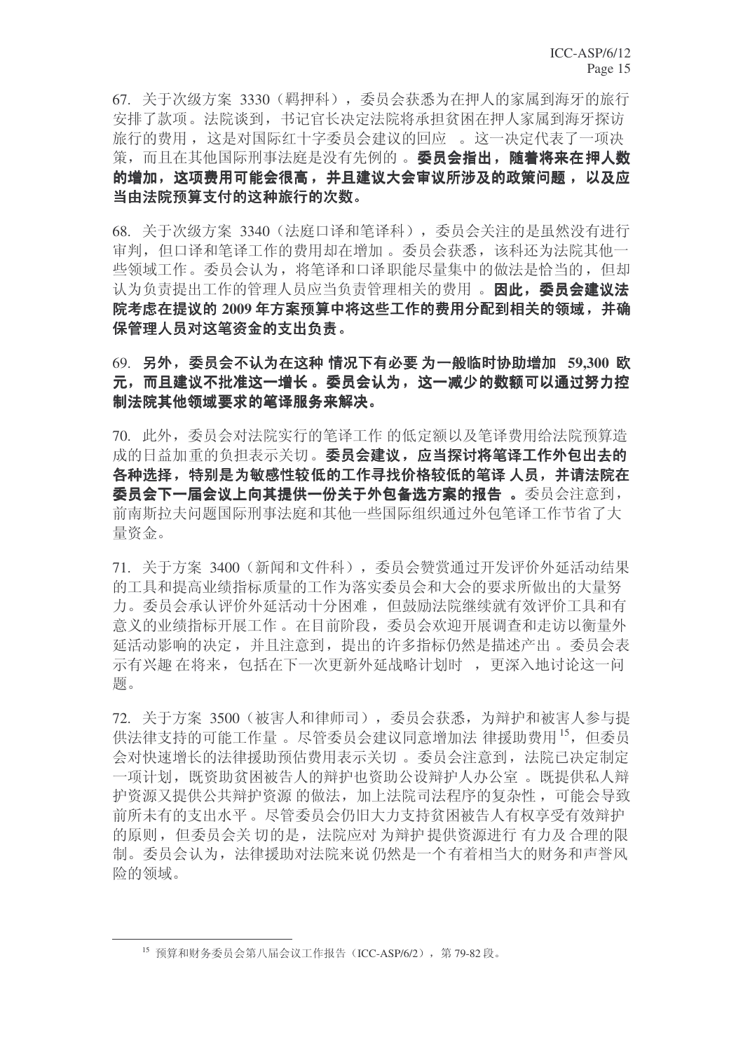67. 关于次级方案 3330（羁押科），委员会获悉为在押人的家属到海牙的旅行安排了款项。法院谈到，书记官长决定法院将承担贫困在押人家属到海牙探访旅行的费用，这是对国际红十字委员会建议的回应。这一决定代表了一项决策，而且在其他国际刑事法庭是没有先例的。**委员会指出，随着将来在押人数的增加，这项费用可能会很高，并且建议大会审议所涉及的政策问题，以及应当由法院预算支付的这种旅行的次数。**

68. 关于次级方案 3340（法庭口译和笔译科），委员会关注的是虽然没有进行审判，但口译和笔译工作的费用却在增加。委员会获悉，该科还为法院其他一些领域工作。委员会认为，将笔译和口译职能尽量集中的做法是恰当的，但却认为负责提出工作的管理人员应当负责管理相关的费用。**因此，委员会建议法院考虑在提议的 2009 年方案预算中将这些工作的费用分配到相关的领域，并确保管理人员对这笔资金的支出负责。**

69. **另外，委员会不认为在这种情况下有必要为一般临时协助增加 59,300 欧元，而且建议不批准这一增长。委员会认为，这一减少的数额可以通过努力控制法院其他领域要求的笔译服务来解决。**

70. 此外，委员会对法院实行的笔译工作的低定额以及笔译费用给法院预算造成的日益加重的负担表示关切。**委员会建议，应当探讨将笔译工作外包出去的各种选择，特别是为敏感性较低的工作寻找价格较低的笔译人员，并请法院在委员会下一届会议上向其提供一份关于外包备选方案的报告。**委员会注意到，前南斯拉夫问题国际刑事法庭和其他一些国际组织通过外包笔译工作节省了大量资金。

71. 关于方案 3400（新闻和文件科），委员会赞赏通过开发评价外延活动结果的工具和提高业绩指标质量的工作为落实委员会和大会的要求所做出的大量努力。委员会承认评价外延活动十分困难，但鼓励法院继续就有效评价工具和有意义的业绩指标开展工作。在目前阶段，委员会欢迎开展调查和走访以衡量外延活动影响的决定，并且注意到，提出的许多指标仍然是描述产出。委员会表示有兴趣在将来，包括在下一次更新外延战略计划时，更深入地讨论这一问题。

72. 关于方案 3500（被害人和律师司），委员会获悉，为辩护和被害人参与提供法律支持的可能工作量。尽管委员会建议同意增加法律援助费用[15]，但委员会对快速增长的法律援助预估费用表示关切。委员会注意到，法院已决定制定一项计划，既资助贫困被告人的辩护也资助公设辩护人办公室。既提供私人辩护资源又提供公共辩护资源的做法，加上法院司法程序的复杂性，可能会导致前所未有的支出水平。尽管委员会仍旧大力支持贫困被告人有权享受有效辩护的原则，但委员会关切的是，法院应对为辩护提供资源进行有力及合理的限制。委员会认为，法律援助对法院来说仍然是一个有着相当大的财务和声誉风险的领域。

---

[15] 预算和财务委员会第八届会议工作报告（ICC-ASP/6/2），第 79-82 段。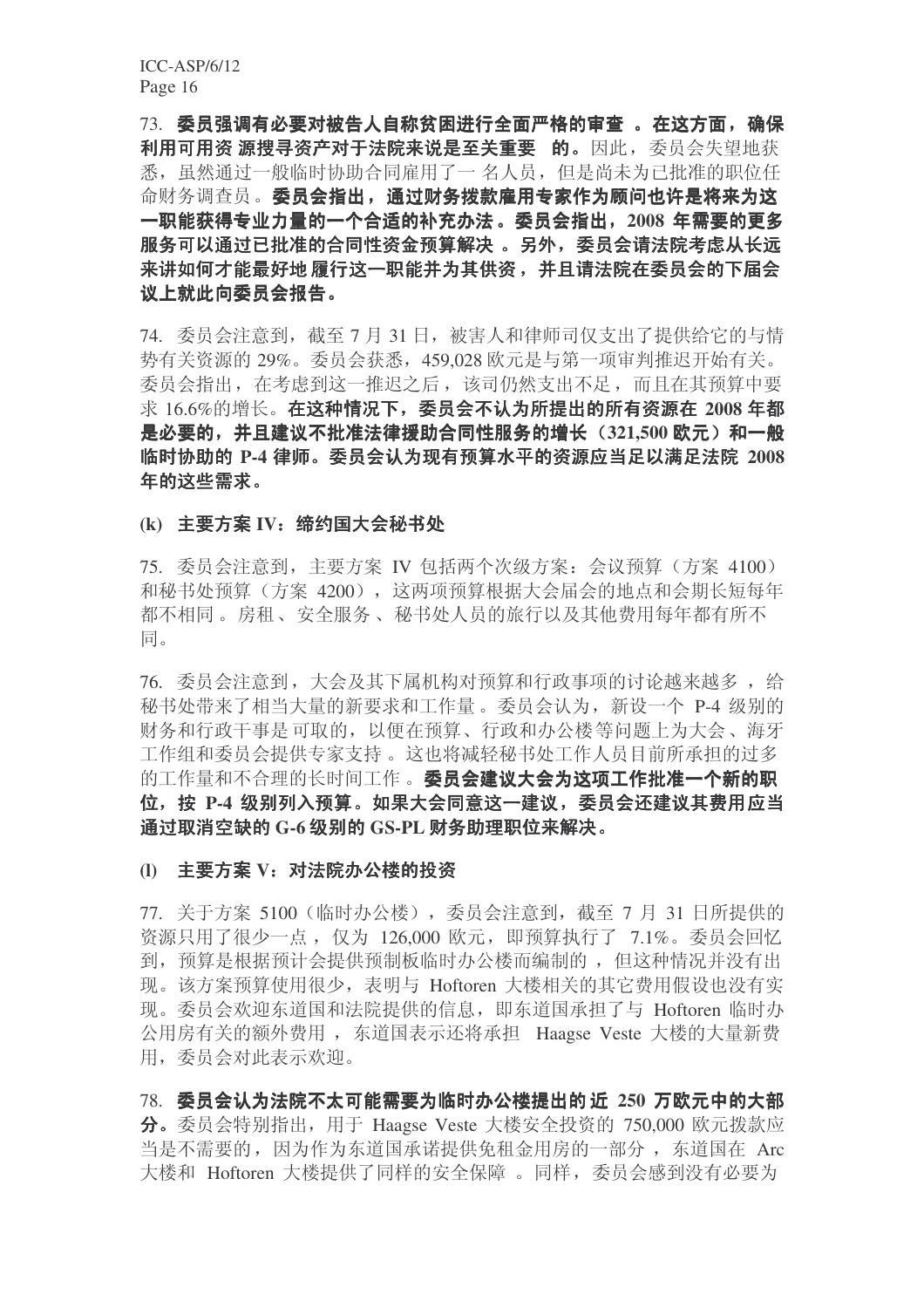73. **委员强调有必要对被告人自称贫困进行全面严格的审查 。在这方面，确保利用可用资 源搜寻资产对于法院来说是至关重要 的。**因此，委员会失望地获悉，虽然通过一般临时协助合同雇用了一 名人员，但是尚未为已批准的职位任命财务调查员。**委员会指出，通过财务拨款雇用专家作为顾问也许是将来为这一职能获得专业力量的一个合适的补充办法。委员会指出，2008 年需要的更多服务可以通过已批准的合同性资金预算解决 。另外，委员会请法院考虑从长远来讲如何才能最好地 履行这一职能并为其供资，并且请法院在委员会的下届会议上就此向委员会报告。**

74. 委员会注意到，截至 7 月 31 日，被害人和律师司仅支出了提供给它的与情势有关资源的 29%。委员会获悉，459,028 欧元是与第一项审判推迟开始有关。委员会指出，在考虑到这一推迟之后，该司仍然支出不足，而且在其预算中要求 16.6%的增长。**在这种情况下，委员会不认为所提出的所有资源在 2008 年都是必要的，并且建议不批准法律援助合同性服务的增长（321,500 欧元）和一般临时协助的 P-4 律师。委员会认为现有预算水平的资源应当足以满足法院 2008 年的这些需求。**

**(k) 主要方案 IV：缔约国大会秘书处**

75. 委员会注意到，主要方案 IV 包括两个次级方案：会议预算（方案 4100）和秘书处预算（方案 4200），这两项预算根据大会届会的地点和会期长短每年都不相同。房租、安全服务、秘书处人员的旅行以及其他费用每年都有所不同。

76. 委员会注意到，大会及其下属机构对预算和行政事项的讨论越来越多，给秘书处带来了相当大量的新要求和工作量。委员会认为，新设一个 P-4 级别的财务和行政干事是 可取的，以便在预算、行政和办公楼等问题上为大会、海牙工作组和委员会提供专家支持。这也将减轻秘书处工作人员目前所承担的过多的工作量和不合理的长时间工作。**委员会建议大会为这项工作批准一个新的职位，按 P-4 级别列入预算。如果大会同意这一建议，委员会还建议其费用应当通过取消空缺的 G-6 级别的 GS-PL 财务助理职位来解决。**

**(l) 主要方案 V：对法院办公楼的投资**

77. 关于方案 5100（临时办公楼），委员会注意到，截至 7 月 31 日所提供的资源只用了很少一点，仅为 126,000 欧元，即预算执行了 7.1%。委员会回忆到，预算是根据预计会提供预制板临时办公楼而编制的，但这种情况并没有出现。该方案预算使用很少，表明与 Hoftoren 大楼相关的其它费用假设也没有实现。委员会欢迎东道国和法院提供的信息，即东道国承担了与 Hoftoren 临时办公用房有关的额外费用，东道国表示还将承担 Haagse Veste 大楼的大量新费用，委员会对此表示欢迎。

78. **委员会认为法院不太可能需要为临时办公楼提出的 近 250 万欧元中的大部分。**委员会特别指出，用于 Haagse Veste 大楼安全投资的 750,000 欧元拨款应当是不需要的，因为作为东道国承诺提供免租金用房的一部分，东道国在 Arc 大楼和 Hoftoren 大楼提供了同样的安全保障。同样，委员会感到没有必要为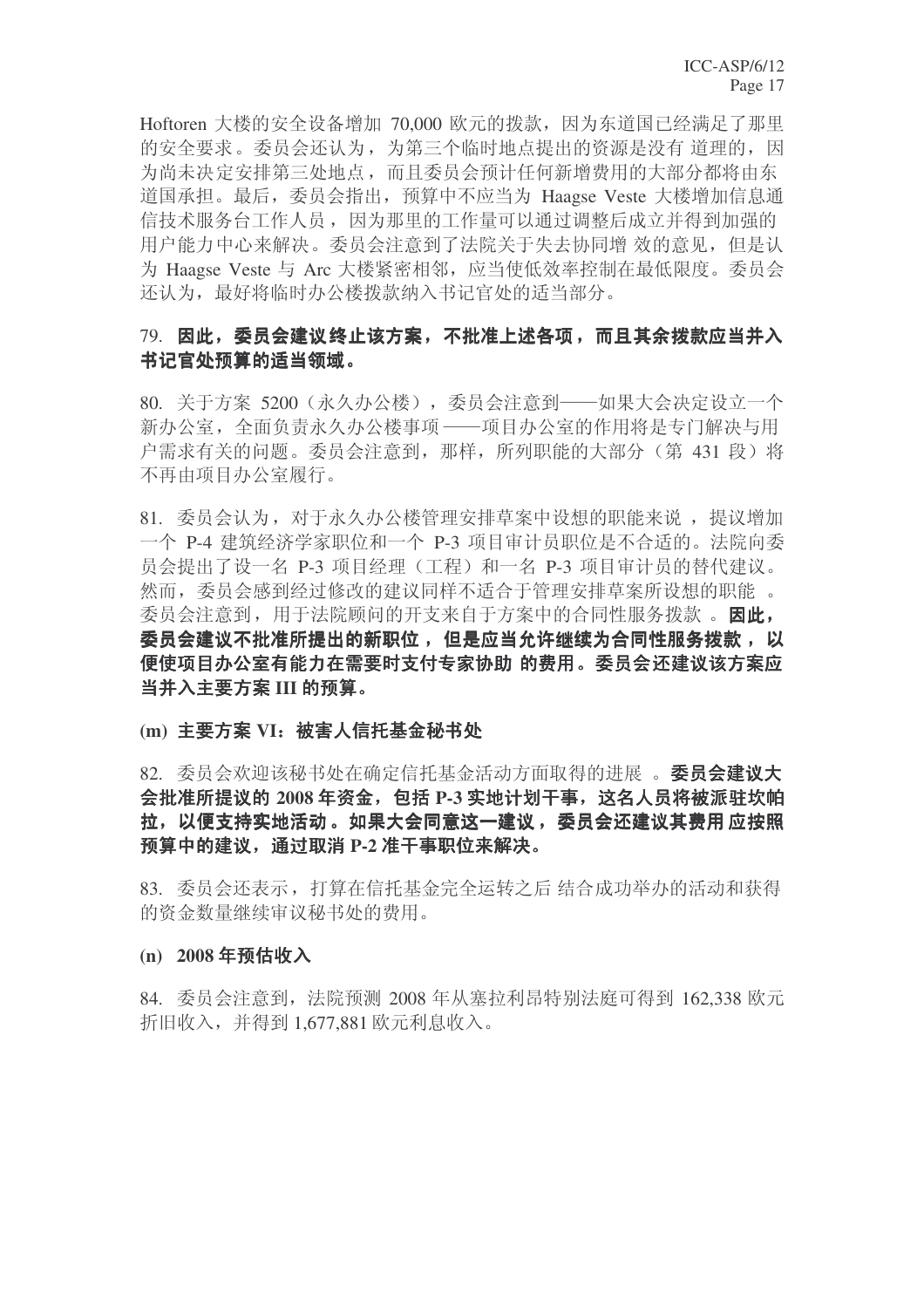Hoftoren 大楼的安全设备增加 70,000 欧元的拨款，因为东道国已经满足了那里的安全要求。委员会还认为，为第三个临时地点提出的资源是没有道理的，因为尚未决定安排第三处地点，而且委员会预计任何新增费用的大部分都将由东道国承担。最后，委员会指出，预算中不应当为 Haagse Veste 大楼增加信息通信技术服务台工作人员，因为那里的工作量可以通过调整后成立并得到加强的用户能力中心来解决。委员会注意到了法院关于失去协同增效的意见，但是认为 Haagse Veste 与 Arc 大楼紧密相邻，应当使低效率控制在最低限度。委员会还认为，最好将临时办公楼拨款纳入书记官处的适当部分。

79. **因此，委员会建议终止该方案，不批准上述各项，而且其余拨款应当并入书记官处预算的适当领域。**

80. 关于方案 5200（永久办公楼），委员会注意到——如果大会决定设立一个新办公室，全面负责永久办公楼事项——项目办公室的作用将是专门解决与用户需求有关的问题。委员会注意到，那样，所列职能的大部分（第 431 段）将不再由项目办公室履行。

81. 委员会认为，对于永久办公楼管理安排草案中设想的职能来说，提议增加一个 P-4 建筑经济学家职位和一个 P-3 项目审计员职位是不合适的。法院向委员会提出了设一名 P-3 项目经理（工程）和一名 P-3 项目审计员的替代建议。然而，委员会感到经过修改的建议同样不适合于管理安排草案所设想的职能。委员会注意到，用于法院顾问的开支来自于方案中的合同性服务拨款。**因此，委员会建议不批准所提出的新职位，但是应当允许继续为合同性服务拨款，以便使项目办公室有能力在需要时支付专家协助的费用。委员会还建议该方案应当并入主要方案 III 的预算。**

**(m) 主要方案 VI：被害人信托基金秘书处**

82. 委员会欢迎该秘书处在确定信托基金活动方面取得的进展。**委员会建议大会批准所提议的 2008 年资金，包括 P-3 实地计划干事，这名人员将被派驻坎帕拉，以便支持实地活动。如果大会同意这一建议，委员会还建议其费用应按照预算中的建议，通过取消 P-2 准干事职位来解决。**

83. 委员会还表示，打算在信托基金完全运转之后结合成功举办的活动和获得的资金数量继续审议秘书处的费用。

**(n) 2008 年预估收入**

84. 委员会注意到，法院预测 2008 年从塞拉利昂特别法庭可得到 162,338 欧元折旧收入，并得到 1,677,881 欧元利息收入。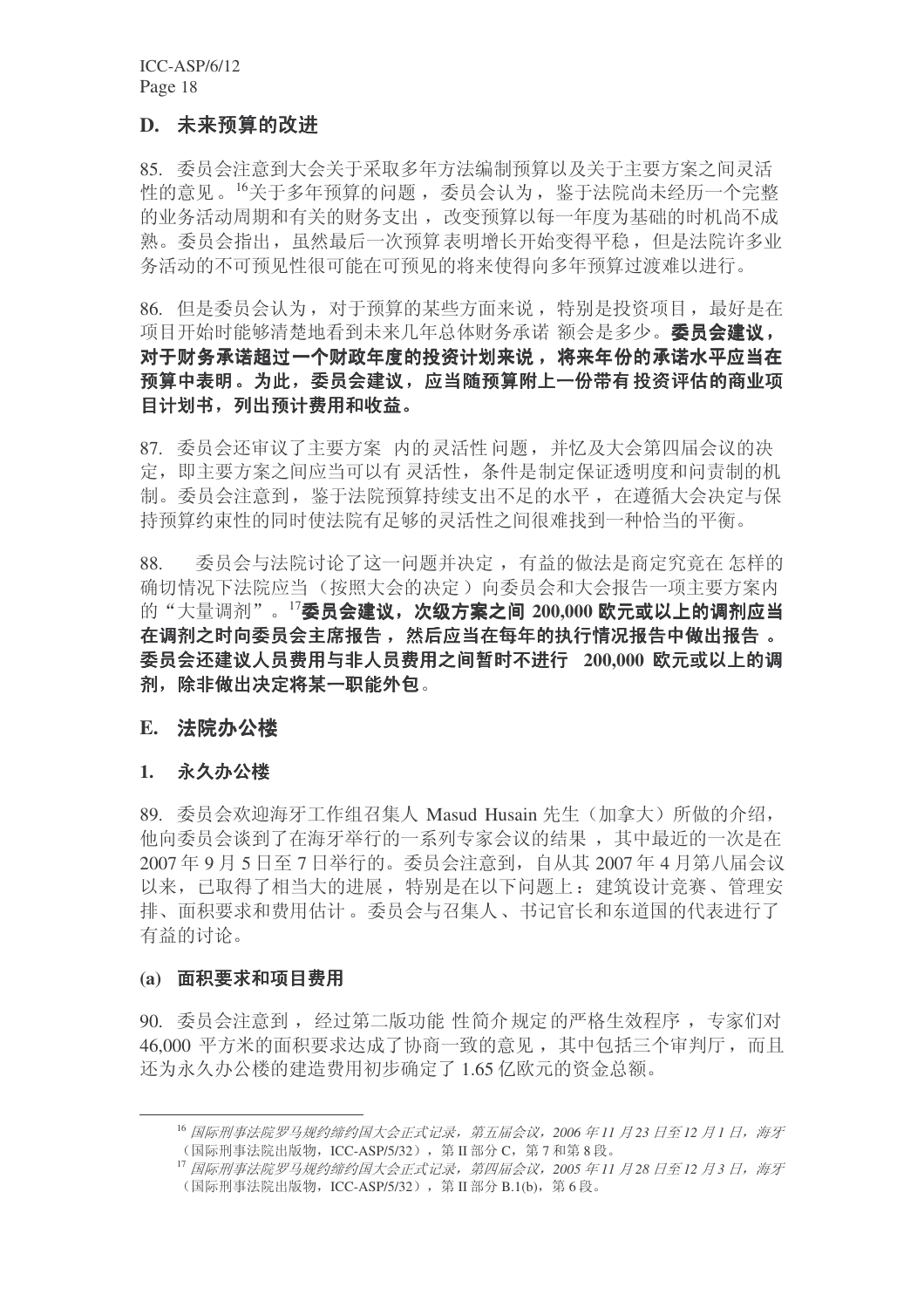## D. 未来预算的改进

85. 委员会注意到大会关于采取多年方法编制预算以及关于主要方案之间灵活性的意见。[16]关于多年预算的问题，委员会认为，鉴于法院尚未经历一个完整的业务活动周期和有关的财务支出，改变预算以每一年度为基础的时机尚不成熟。委员会指出，虽然最后一次预算表明增长开始变得平稳，但是法院许多业务活动的不可预见性很可能在可预见的将来使得向多年预算过渡难以进行。

86. 但是委员会认为，对于预算的某些方面来说，特别是投资项目，最好是在项目开始时能够清楚地看到未来几年总体财务承诺额会是多少。**委员会建议，对于财务承诺超过一个财政年度的投资计划来说，将来年份的承诺水平应当在预算中表明。为此，委员会建议，应当随预算附上一份带有投资评估的商业项目计划书，列出预计费用和收益。**

87. 委员会还审议了主要方案内的灵活性问题，并忆及大会第四届会议的决定，即主要方案之间应当可以有灵活性，条件是制定保证透明度和问责制的机制。委员会注意到，鉴于法院预算持续支出不足的水平，在遵循大会决定与保持预算约束性的同时使法院有足够的灵活性之间很难找到一种恰当的平衡。

88. 委员会与法院讨论了这一问题并决定，有益的做法是商定究竟在怎样的确切情况下法院应当（按照大会的决定）向委员会和大会报告一项主要方案内的"大量调剂"。[17]**委员会建议，次级方案之间 200,000 欧元或以上的调剂应当在调剂之时向委员会主席报告，然后应当在每年的执行情况报告中做出报告。委员会还建议人员费用与非人员费用之间暂时不进行 200,000 欧元或以上的调剂，除非做出决定将某一职能外包。**

## E. 法院办公楼

### 1. 永久办公楼

89. 委员会欢迎海牙工作组召集人 Masud Husain 先生（加拿大）所做的介绍，他向委员会谈到了在海牙举行的一系列专家会议的结果，其中最近的一次是在 2007 年 9 月 5 日至 7 日举行的。委员会注意到，自从其 2007 年 4 月第八届会议以来，已取得了相当大的进展，特别是在以下问题上：建筑设计竞赛、管理安排、面积要求和费用估计。委员会与召集人、书记官长和东道国的代表进行了有益的讨论。

#### (a) 面积要求和项目费用

90. 委员会注意到，经过第二版功能性简介规定的严格生效程序，专家们对 46,000 平方米的面积要求达成了协商一致的意见，其中包括三个审判厅，而且还为永久办公楼的建造费用初步确定了 1.65 亿欧元的资金总额。

---

[16] *国际刑事法院罗马规约缔约国大会正式记录，第五届会议，2006 年 11 月 23 日至 12 月 1 日，海牙*（国际刑事法院出版物，ICC-ASP/5/32），第 II 部分 C，第 7 和第 8 段。

[17] *国际刑事法院罗马规约缔约国大会正式记录，第四届会议，2005 年 11 月 28 日至 12 月 3 日，海牙*（国际刑事法院出版物，ICC-ASP/5/32），第 II 部分 B.1(b)，第 6 段。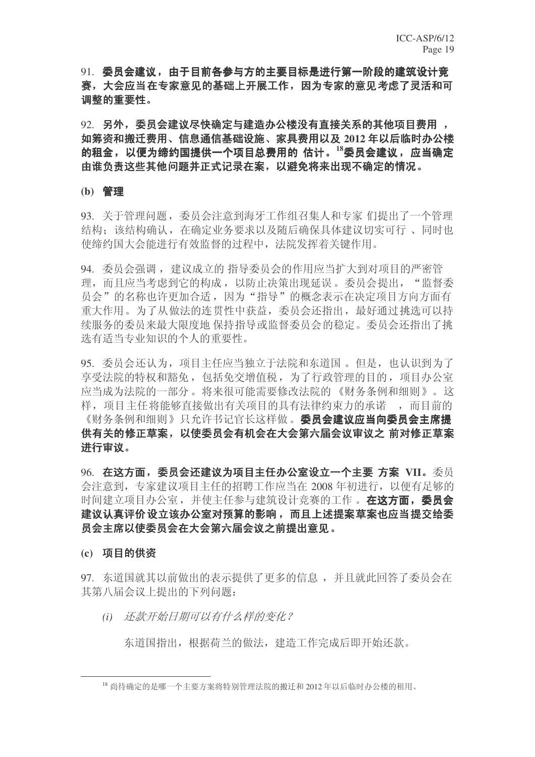91. **委员会建议，由于目前各参与方的主要目标是进行第一阶段的建筑设计竞赛，大会应当在专家意见的基础上开展工作，因为专家的意见考虑了灵活和可调整的重要性。**

92. **另外，委员会建议尽快确定与建造办公楼没有直接关系的其他项目费用，如筹资和搬迁费用、信息通信基础设施、家具费用以及 2012 年以后临时办公楼的租金，以便为缔约国提供一个项目总费用的估计。[18]委员会建议，应当确定由谁负责这些其他问题并正式记录在案，以避免将来出现不确定的情况。**

**(b) 管理**

93. 关于管理问题，委员会注意到海牙工作组召集人和专家们提出了一个管理结构；该结构确认，在确定业务要求以及随后确保具体建议切实可行、同时也使缔约国大会能进行有效监督的过程中，法院发挥着关键作用。

94. 委员会强调，建议成立的指导委员会的作用应当扩大到对项目的严密管理，而且应当考虑到它的构成，以防止决策出现延误。委员会提出，"监督委员会"的名称也许更加合适，因为"指导"的概念表示在决定项目方向方面有重大作用。为了从做法的连贯性中获益，委员会还指出，最好通过挑选可以持续服务的委员来最大限度地保持指导或监督委员会的稳定。委员会还指出了挑选有适当专业知识的个人的重要性。

95. 委员会还认为，项目主任应当独立于法院和东道国。但是，也认识到为了享受法院的特权和豁免，包括免交增值税，为了行政管理的目的，项目办公室应当成为法院的一部分。将来很可能需要修改法院的《财务条例和细则》。这样，项目主任将能够直接做出有关项目的具有法律约束力的承诺，而目前的《财务条例和细则》只允许书记官长这样做。**委员会建议应当向委员会主席提供有关的修正草案，以使委员会有机会在大会第六届会议审议之前对修正草案进行审议。**

96. **在这方面，委员会还建议为项目主任办公室设立一个主要方案 VII。**委员会注意到，专家建议项目主任的招聘工作应当在 2008 年初进行，以便有足够的时间建立项目办公室，并使主任参与建筑设计竞赛的工作。**在这方面，委员会建议认真评价设立该办公室对预算的影响，而且上述提案草案也应当提交给委员会主席以使委员会在大会第六届会议之前提出意见。**

**(c) 项目的供资**

97. 东道国就其以前做出的表示提供了更多的信息，并且就此回答了委员会在其第八届会议上提出的下列问题：

*(i) 还款开始日期可以有什么样的变化？*

东道国指出，根据荷兰的做法，建造工作完成后即开始还款。

---

[18] 尚待确定的是哪一个主要方案将特别管理法院的搬迁和 2012 年以后临时办公楼的租用。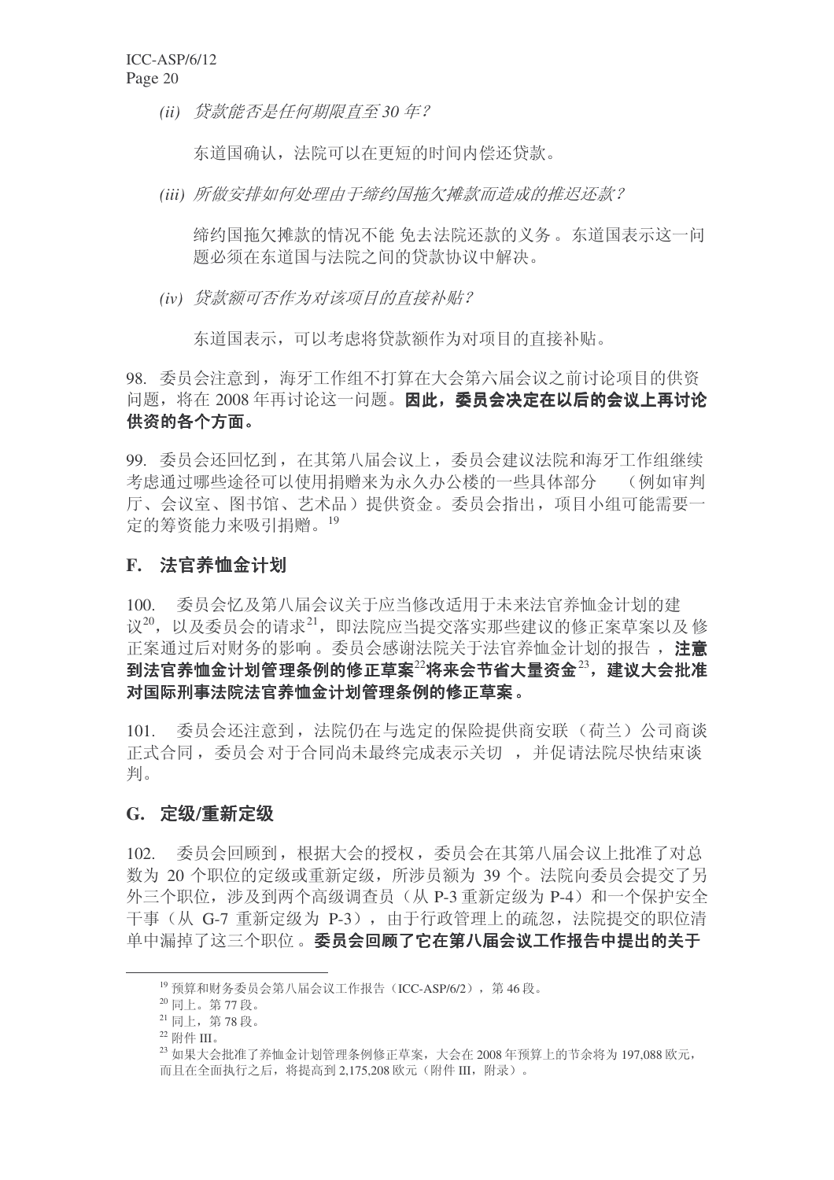*(ii) 贷款能否是任何期限直至 30 年?*

东道国确认，法院可以在更短的时间内偿还贷款。

*(iii) 所做安排如何处理由于缔约国拖欠摊款而造成的推迟还款?*

缔约国拖欠摊款的情况不能 免去法院还款的义务 。东道国表示这一问题必须在东道国与法院之间的贷款协议中解决。

*(iv) 贷款额可否作为对该项目的直接补贴?*

东道国表示，可以考虑将贷款额作为对项目的直接补贴。

98. 委员会注意到，海牙工作组不打算在大会第六届会议之前讨论项目的供资问题，将在 2008 年再讨论这一问题。**因此，委员会决定在以后的会议上再讨论供资的各个方面。**

99. 委员会还回忆到，在其第八届会议上，委员会建议法院和海牙工作组继续考虑通过哪些途径可以使用捐赠来为永久办公楼的一些具体部分 （例如审判厅、会议室、图书馆、艺术品）提供资金。委员会指出，项目小组可能需要一定的筹资能力来吸引捐赠。[19]

## F. 法官养恤金计划

100. 委员会忆及第八届会议关于应当修改适用于未来法官养恤金计划的建议[20]，以及委员会的请求[21]，即法院应当提交落实那些建议的修正案草案以及修正案通过后对财务的影响 。委员会感谢法院关于法官养恤金计划的报告 ，**注意到法官养恤金计划管理条例的修正草案[22]将来会节省大量资金[23]，建议大会批准对国际刑事法院法官养恤金计划管理条例的修正草案。**

101. 委员会还注意到，法院仍在与选定的保险提供商安联（荷兰）公司商谈正式合同，委员会对于合同尚未最终完成表示关切 ，并促请法院尽快结束谈判。

## G. 定级/重新定级

102. 委员会回顾到，根据大会的授权，委员会在其第八届会议上批准了对总数为 20 个职位的定级或重新定级，所涉员额为 39 个。法院向委员会提交了另外三个职位，涉及到两个高级调查员（从 P-3 重新定级为 P-4）和一个保护安全干事（从 G-7 重新定级为 P-3），由于行政管理上的疏忽，法院提交的职位清单中漏掉了这三个职位 。**委员会回顾了它在第八届会议工作报告中提出的关于**

---

[19] 预算和财务委员会第八届会议工作报告（ICC-ASP/6/2），第 46 段。

[20] 同上。第 77 段。

[21] 同上，第 78 段。

[22] 附件 III。

[23] 如果大会批准了养恤金计划管理条例修正草案，大会在 2008 年预算上的节余将为 197,088 欧元，而且在全面执行之后，将提高到 2,175,208 欧元（附件 III，附录）。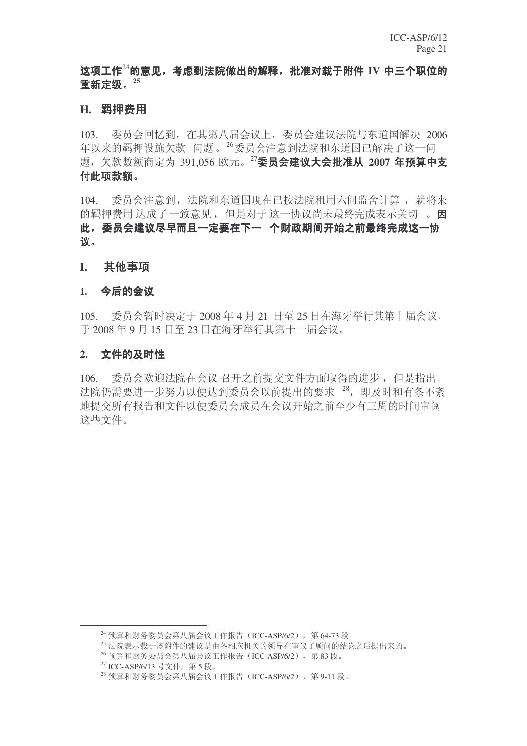**这项工作[24]的意见，考虑到法院做出的解释，批准对载于附件 IV 中三个职位的重新定级。[25]**

## H. 羁押费用

103. 委员会回忆到，在其第八届会议上，委员会建议法院与东道国解决 2006 年以来的羁押设施欠款问题。[26]委员会注意到法院和东道国已解决了这一问题，欠款数额商定为 391,056 欧元。[27]**委员会建议大会批准从 2007 年预算中支付此项款额。**

104. 委员会注意到，法院和东道国现在已按法院租用六间监舍计算，就将来的羁押费用达成了一致意见，但是对于这一协议尚未最终完成表示关切。**因此，委员会建议尽早而且一定要在下一个财政期间开始之前最终完成这一协议。**

## I. 其他事项

### 1. 今后的会议

105. 委员会暂时决定于 2008 年 4 月 21 日至 25 日在海牙举行其第十届会议，于 2008 年 9 月 15 日至 23 日在海牙举行其第十一届会议。

### 2. 文件的及时性

106. 委员会欢迎法院在会议召开之前提交文件方面取得的进步，但是指出，法院仍需要进一步努力以便达到委员会以前提出的要求[28]，即及时和有条不紊地提交所有报告和文件以便委员会成员在会议开始之前至少有三周的时间审阅这些文件。

---

[24] 预算和财务委员会第八届会议工作报告（ICC-ASP/6/2），第 64-73 段。

[25] 法院表示载于该附件的建议是由各相应机关的领导在审议了顾问的结论之后提出来的。

[26] 预算和财务委员会第八届会议工作报告（ICC-ASP/6/2），第 83 段。

[27] ICC-ASP/6/13 号文件，第 5 段。

[28] 预算和财务委员会第八届会议工作报告（ICC-ASP/6/2），第 9-11 段。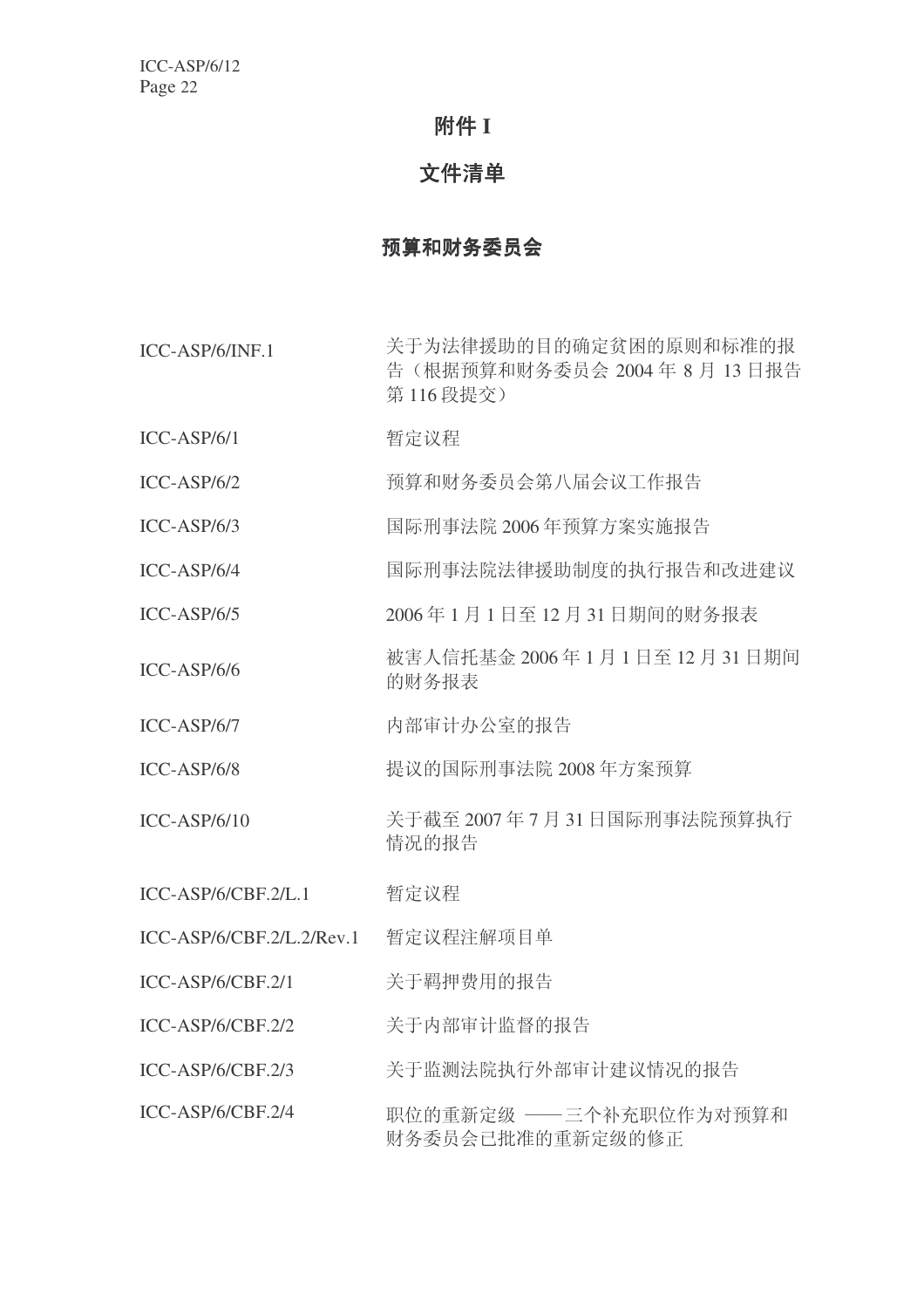# 附件 I

## 文件清单

### 预算和财务委员会

| | |
|---|---|
| ICC-ASP/6/INF.1 | 关于为法律援助的目的确定贫困的原则和标准的报告（根据预算和财务委员会 2004 年 8 月 13 日报告第 116 段提交） |
| ICC-ASP/6/1 | 暂定议程 |
| ICC-ASP/6/2 | 预算和财务委员会第八届会议工作报告 |
| ICC-ASP/6/3 | 国际刑事法院 2006 年预算方案实施报告 |
| ICC-ASP/6/4 | 国际刑事法院法律援助制度的执行报告和改进建议 |
| ICC-ASP/6/5 | 2006 年 1 月 1 日至 12 月 31 日期间的财务报表 |
| ICC-ASP/6/6 | 被害人信托基金 2006 年 1 月 1 日至 12 月 31 日期间的财务报表 |
| ICC-ASP/6/7 | 内部审计办公室的报告 |
| ICC-ASP/6/8 | 提议的国际刑事法院 2008 年方案预算 |
| ICC-ASP/6/10 | 关于截至 2007 年 7 月 31 日国际刑事法院预算执行情况的报告 |
| ICC-ASP/6/CBF.2/L.1 | 暂定议程 |
| ICC-ASP/6/CBF.2/L.2/Rev.1 | 暂定议程注解项目单 |
| ICC-ASP/6/CBF.2/1 | 关于羁押费用的报告 |
| ICC-ASP/6/CBF.2/2 | 关于内部审计监督的报告 |
| ICC-ASP/6/CBF.2/3 | 关于监测法院执行外部审计建议情况的报告 |
| ICC-ASP/6/CBF.2/4 | 职位的重新定级 ——三个补充职位作为对预算和财务委员会已批准的重新定级的修正 |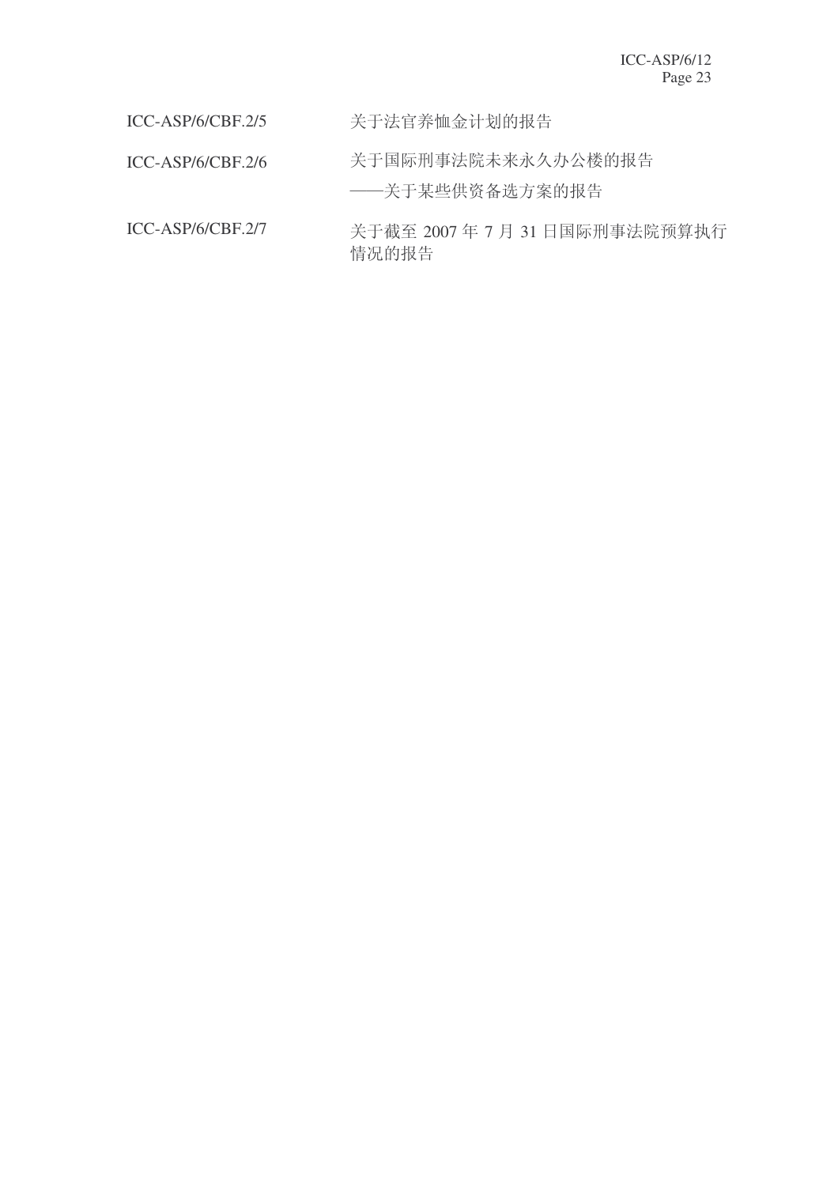| | |
|---|---|
| ICC-ASP/6/CBF.2/5 | 关于法官养恤金计划的报告 |
| ICC-ASP/6/CBF.2/6 | 关于国际刑事法院未来永久办公楼的报告<br>——关于某些供资备选方案的报告 |
| ICC-ASP/6/CBF.2/7 | 关于截至 2007 年 7 月 31 日国际刑事法院预算执行情况的报告 |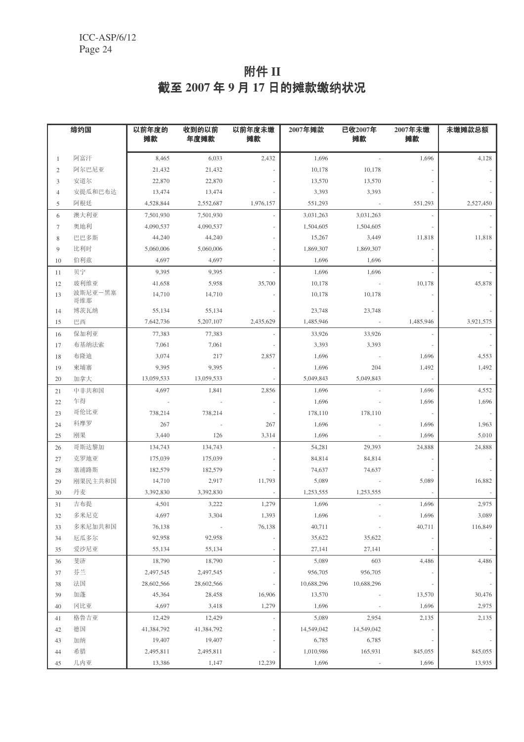# 附件 II

# 截至 2007 年 9 月 17 日的摊款缴纳状况

| | 缔约国 | 以前年度的摊款 | 收到的以前年度摊款 | 以前年度未缴摊款 | 2007年摊款 | 已收2007年摊款 | 2007年未缴摊款 | 未缴摊款总额 |
|---|---|---|---|---|---|---|---|---|
| 1 | 阿富汗 | 8,465 | 6,033 | 2,432 | 1,696 | - | 1,696 | 4,128 |
| 2 | 阿尔巴尼亚 | 21,432 | 21,432 | - | 10,178 | 10,178 | - | - |
| 3 | 安道尔 | 22,870 | 22,870 | - | 13,570 | 13,570 | - | - |
| 4 | 安提瓜和巴布达 | 13,474 | 13,474 | - | 3,393 | 3,393 | - | - |
| 5 | 阿根廷 | 4,528,844 | 2,552,687 | 1,976,157 | 551,293 | - | 551,293 | 2,527,450 |
| 6 | 澳大利亚 | 7,501,930 | 7,501,930 | - | 3,031,263 | 3,031,263 | - | - |
| 7 | 奥地利 | 4,090,537 | 4,090,537 | - | 1,504,605 | 1,504,605 | - | - |
| 8 | 巴巴多斯 | 44,240 | 44,240 | - | 15,267 | 3,449 | 11,818 | 11,818 |
| 9 | 比利时 | 5,060,006 | 5,060,006 | - | 1,869,307 | 1,869,307 | - | - |
| 10 | 伯利兹 | 4,697 | 4,697 | - | 1,696 | 1,696 | - | - |
| 11 | 贝宁 | 9,395 | 9,395 | - | 1,696 | 1,696 | - | - |
| 12 | 玻利维亚 | 41,658 | 5,958 | 35,700 | 10,178 | - | 10,178 | 45,878 |
| 13 | 波斯尼亚－黑塞哥维那 | 14,710 | 14,710 | - | 10,178 | 10,178 | - | - |
| 14 | 博茨瓦纳 | 55,134 | 55,134 | - | 23,748 | 23,748 | - | - |
| 15 | 巴西 | 7,642,736 | 5,207,107 | 2,435,629 | 1,485,946 | - | 1,485,946 | 3,921,575 |
| 16 | 保加利亚 | 77,383 | 77,383 | - | 33,926 | 33,926 | - | - |
| 17 | 布基纳法索 | 7,061 | 7,061 | - | 3,393 | 3,393 | - | - |
| 18 | 布隆迪 | 3,074 | 217 | 2,857 | 1,696 | - | 1,696 | 4,553 |
| 19 | 柬埔寨 | 9,395 | 9,395 | - | 1,696 | 204 | 1,492 | 1,492 |
| 20 | 加拿大 | 13,059,533 | 13,059,533 | - | 5,049,843 | 5,049,843 | - | - |
| 21 | 中非共和国 | 4,697 | 1,841 | 2,856 | 1,696 | - | 1,696 | 4,552 |
| 22 | 乍得 | - | - | - | 1,696 | - | 1,696 | 1,696 |
| 23 | 哥伦比亚 | 738,214 | 738,214 | - | 178,110 | 178,110 | - | - |
| 24 | 科摩罗 | 267 | - | 267 | 1,696 | - | 1,696 | 1,963 |
| 25 | 刚果 | 3,440 | 126 | 3,314 | 1,696 | - | 1,696 | 5,010 |
| 26 | 哥斯达黎加 | 134,743 | 134,743 | - | 54,281 | 29,393 | 24,888 | 24,888 |
| 27 | 克罗地亚 | 175,039 | 175,039 | - | 84,814 | 84,814 | - | - |
| 28 | 塞浦路斯 | 182,579 | 182,579 | - | 74,637 | 74,637 | - | - |
| 29 | 刚果民主共和国 | 14,710 | 2,917 | 11,793 | 5,089 | - | 5,089 | 16,882 |
| 30 | 丹麦 | 3,392,830 | 3,392,830 | - | 1,253,555 | 1,253,555 | - | - |
| 31 | 吉布提 | 4,501 | 3,222 | 1,279 | 1,696 | - | 1,696 | 2,975 |
| 32 | 多米尼克 | 4,697 | 3,304 | 1,393 | 1,696 | - | 1,696 | 3,089 |
| 33 | 多米尼加共和国 | 76,138 | - | 76,138 | 40,711 | - | 40,711 | 116,849 |
| 34 | 厄瓜多尔 | 92,958 | 92,958 | - | 35,622 | 35,622 | - | - |
| 35 | 爱沙尼亚 | 55,134 | 55,134 | - | 27,141 | 27,141 | - | - |
| 36 | 斐济 | 18,790 | 18,790 | - | 5,089 | 603 | 4,486 | 4,486 |
| 37 | 芬兰 | 2,497,545 | 2,497,545 | - | 956,705 | 956,705 | - | - |
| 38 | 法国 | 28,602,566 | 28,602,566 | - | 10,688,296 | 10,688,296 | - | - |
| 39 | 加蓬 | 45,364 | 28,458 | 16,906 | 13,570 | - | 13,570 | 30,476 |
| 40 | 冈比亚 | 4,697 | 3,418 | 1,279 | 1,696 | - | 1,696 | 2,975 |
| 41 | 格鲁吉亚 | 12,429 | 12,429 | - | 5,089 | 2,954 | 2,135 | 2,135 |
| 42 | 德国 | 41,384,792 | 41,384,792 | - | 14,549,042 | 14,549,042 | - | - |
| 43 | 加纳 | 19,407 | 19,407 | - | 6,785 | 6,785 | - | - |
| 44 | 希腊 | 2,495,811 | 2,495,811 | - | 1,010,986 | 165,931 | 845,055 | 845,055 |
| 45 | 几内亚 | 13,386 | 1,147 | 12,239 | 1,696 | - | 1,696 | 13,935 |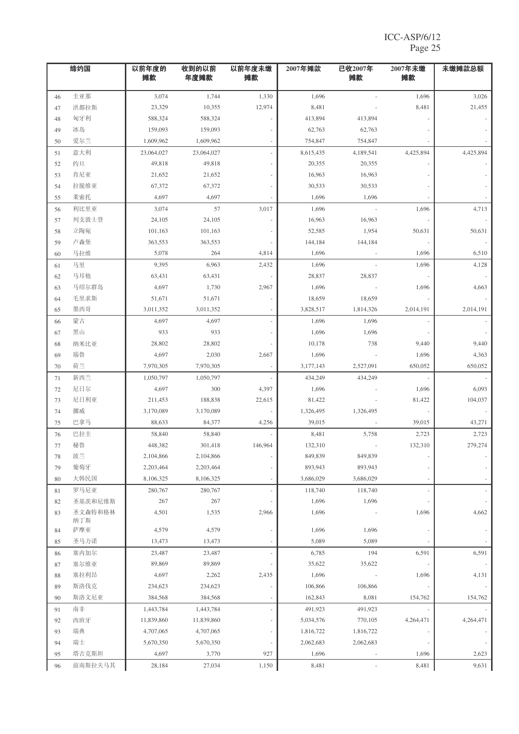|  | 缔约国 | 以前年度的摊款 | 收到的以前年度摊款 | 以前年度未缴摊款 | 2007年摊款 | 已收2007年摊款 | 2007年未缴摊款 | 未缴摊款总额 |
|---|---|---|---|---|---|---|---|---|
| 46 | 圭亚那 | 3,074 | 1,744 | 1,330 | 1,696 | - | 1,696 | 3,026 |
| 47 | 洪都拉斯 | 23,329 | 10,355 | 12,974 | 8,481 | - | 8,481 | 21,455 |
| 48 | 匈牙利 | 588,324 | 588,324 | - | 413,894 | 413,894 | - | - |
| 49 | 冰岛 | 159,093 | 159,093 | - | 62,763 | 62,763 | - | - |
| 50 | 爱尔兰 | 1,609,962 | 1,609,962 | - | 754,847 | 754,847 | - | - |
| 51 | 意大利 | 23,064,027 | 23,064,027 | - | 8,615,435 | 4,189,541 | 4,425,894 | 4,425,894 |
| 52 | 约旦 | 49,818 | 49,818 | - | 20,355 | 20,355 | - | - |
| 53 | 肯尼亚 | 21,652 | 21,652 | - | 16,963 | 16,963 | - | - |
| 54 | 拉脱维亚 | 67,372 | 67,372 | - | 30,533 | 30,533 | - | - |
| 55 | 莱索托 | 4,697 | 4,697 | - | 1,696 | 1,696 | - | - |
| 56 | 利比里亚 | 3,074 | 57 | 3,017 | 1,696 | - | 1,696 | 4,713 |
| 57 | 列支敦士登 | 24,105 | 24,105 | - | 16,963 | 16,963 | - | - |
| 58 | 立陶宛 | 101,163 | 101,163 | - | 52,585 | 1,954 | 50,631 | 50,631 |
| 59 | 卢森堡 | 363,553 | 363,553 | - | 144,184 | 144,184 | - | - |
| 60 | 马拉维 | 5,078 | 264 | 4,814 | 1,696 | - | 1,696 | 6,510 |
| 61 | 马里 | 9,395 | 6,963 | 2,432 | 1,696 | - | 1,696 | 4,128 |
| 62 | 马耳他 | 63,431 | 63,431 | - | 28,837 | 28,837 | - | - |
| 63 | 马绍尔群岛 | 4,697 | 1,730 | 2,967 | 1,696 | - | 1,696 | 4,663 |
| 64 | 毛里求斯 | 51,671 | 51,671 | - | 18,659 | 18,659 | - | - |
| 65 | 墨西哥 | 3,011,352 | 3,011,352 | - | 3,828,517 | 1,814,326 | 2,014,191 | 2,014,191 |
| 66 | 蒙古 | 4,697 | 4,697 | - | 1,696 | 1,696 | - | - |
| 67 | 黑山 | 933 | 933 | - | 1,696 | 1,696 | - | - |
| 68 | 纳米比亚 | 28,802 | 28,802 | - | 10,178 | 738 | 9,440 | 9,440 |
| 69 | 瑙鲁 | 4,697 | 2,030 | 2,667 | 1,696 | - | 1,696 | 4,363 |
| 70 | 荷兰 | 7,970,305 | 7,970,305 | - | 3,177,143 | 2,527,091 | 650,052 | 650,052 |
| 71 | 新西兰 | 1,050,797 | 1,050,797 | - | 434,249 | 434,249 | - | - |
| 72 | 尼日尔 | 4,697 | 300 | 4,397 | 1,696 | - | 1,696 | 6,093 |
| 73 | 尼日利亚 | 211,453 | 188,838 | 22,615 | 81,422 | - | 81,422 | 104,037 |
| 74 | 挪威 | 3,170,089 | 3,170,089 | - | 1,326,495 | 1,326,495 | - | - |
| 75 | 巴拿马 | 88,633 | 84,377 | 4,256 | 39,015 | - | 39,015 | 43,271 |
| 76 | 巴拉圭 | 58,840 | 58,840 | - | 8,481 | 5,758 | 2,723 | 2,723 |
| 77 | 秘鲁 | 448,382 | 301,418 | 146,964 | 132,310 | - | 132,310 | 279,274 |
| 78 | 波兰 | 2,104,866 | 2,104,866 | - | 849,839 | 849,839 | - | - |
| 79 | 葡萄牙 | 2,203,464 | 2,203,464 | - | 893,943 | 893,943 | - | - |
| 80 | 大韩民国 | 8,106,325 | 8,106,325 | - | 3,686,029 | 3,686,029 | - | - |
| 81 | 罗马尼亚 | 280,767 | 280,767 | - | 118,740 | 118,740 | - | - |
| 82 | 圣基茨和尼维斯 | 267 | 267 | - | 1,696 | 1,696 | - | - |
| 83 | 圣文森特和格林纳丁斯 | 4,501 | 1,535 | 2,966 | 1,696 | - | 1,696 | 4,662 |
| 84 | 萨摩亚 | 4,579 | 4,579 | - | 1,696 | 1,696 | - | - |
| 85 | 圣马力诺 | 13,473 | 13,473 | - | 5,089 | 5,089 | - | - |
| 86 | 塞内加尔 | 23,487 | 23,487 | - | 6,785 | 194 | 6,591 | 6,591 |
| 87 | 塞尔维亚 | 89,869 | 89,869 | - | 35,622 | 35,622 | - | - |
| 88 | 塞拉利昂 | 4,697 | 2,262 | 2,435 | 1,696 | - | 1,696 | 4,131 |
| 89 | 斯洛伐克 | 234,623 | 234,623 | - | 106,866 | 106,866 | - | - |
| 90 | 斯洛文尼亚 | 384,568 | 384,568 | - | 162,843 | 8,081 | 154,762 | 154,762 |
| 91 | 南非 | 1,443,784 | 1,443,784 | - | 491,923 | 491,923 | - | - |
| 92 | 西班牙 | 11,839,860 | 11,839,860 | - | 5,034,576 | 770,105 | 4,264,471 | 4,264,471 |
| 93 | 瑞典 | 4,707,065 | 4,707,065 | - | 1,816,722 | 1,816,722 | - | - |
| 94 | 瑞士 | 5,670,350 | 5,670,350 | - | 2,062,683 | 2,062,683 | - | - |
| 95 | 塔吉克斯坦 | 4,697 | 3,770 | 927 | 1,696 | - | 1,696 | 2,623 |
| 96 | 前南斯拉夫马其 | 28,184 | 27,034 | 1,150 | 8,481 | - | 8,481 | 9,631 |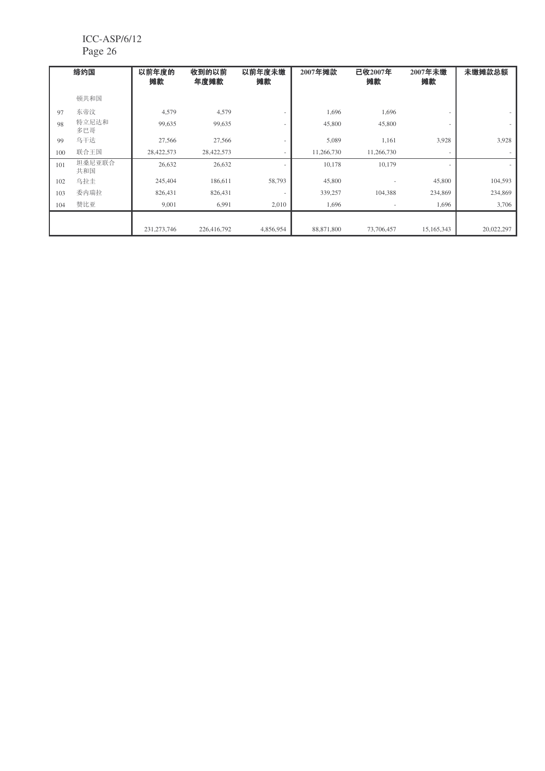| | 缔约国 | 以前年度的摊款 | 收到的以前年度摊款 | 以前年度未缴摊款 | 2007年摊款 | 已收2007年摊款 | 2007年未缴摊款 | 未缴摊款总额 |
|---|---|---|---|---|---|---|---|---|
| | 顿共和国 | | | | | | | |
| 97 | 东帝汶 | 4,579 | 4,579 | - | 1,696 | 1,696 | - | - |
| 98 | 特立尼达和多巴哥 | 99,635 | 99,635 | - | 45,800 | 45,800 | - | - |
| 99 | 乌干达 | 27,566 | 27,566 | - | 5,089 | 1,161 | 3,928 | 3,928 |
| 100 | 联合王国 | 28,422,573 | 28,422,573 | - | 11,266,730 | 11,266,730 | - | - |
| 101 | 坦桑尼亚联合共和国 | 26,632 | 26,632 | - | 10,178 | 10,179 | - | - |
| 102 | 乌拉圭 | 245,404 | 186,611 | 58,793 | 45,800 | - | 45,800 | 104,593 |
| 103 | 委内瑞拉 | 826,431 | 826,431 | - | 339,257 | 104,388 | 234,869 | 234,869 |
| 104 | 赞比亚 | 9,001 | 6,991 | 2,010 | 1,696 | - | 1,696 | 3,706 |
| | | 231,273,746 | 226,416,792 | 4,856,954 | 88,871,800 | 73,706,457 | 15,165,343 | 20,022,297 |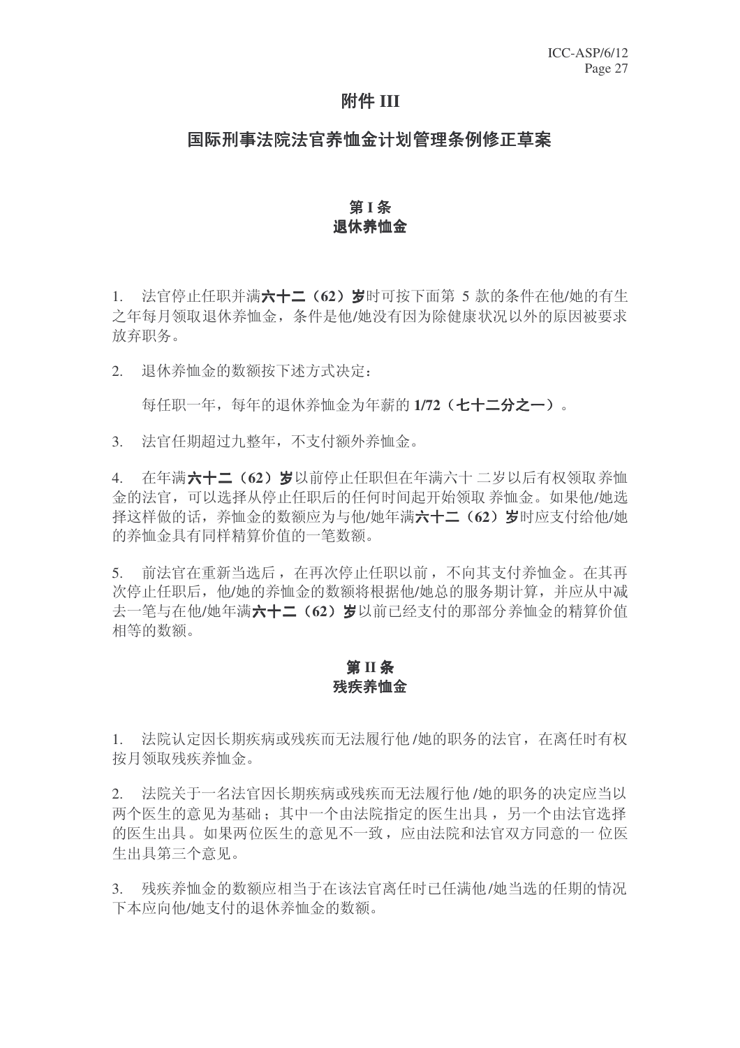# 附件 III

## 国际刑事法院法官养恤金计划管理条例修正草案

### 第 I 条
### 退休养恤金

1. 法官停止任职并满**六十二（62）岁**时可按下面第 5 款的条件在他/她的有生之年每月领取退休养恤金，条件是他/她没有因为除健康状况以外的原因被要求放弃职务。

2. 退休养恤金的数额按下述方式决定：

   每任职一年，每年的退休养恤金为年薪的 **1/72（七十二分之一）**。

3. 法官任期超过九整年，不支付额外养恤金。

4. 在年满**六十二（62）岁**以前停止任职但在年满六十 二岁以后有权领取 养恤金的法官，可以选择从停止任职后的任何时间起开始领取 养恤金。如果他/她选择这样做的话，养恤金的数额应为与他/她年满**六十二（62）岁**时应支付给他/她的养恤金具有同样精算价值的一笔数额。

5. 前法官在重新当选后，在再次停止任职以前，不向其支付养恤金。在其再次停止任职后，他/她的养恤金的数额将根据他/她总的服务期计算，并应从中减去一笔与在他/她年满**六十二（62）岁**以前已经支付的那部分养恤金的精算价值相等的数额。

### 第 II 条
### 残疾养恤金

1. 法院认定因长期疾病或残疾而无法履行他 /她的职务的法官，在离任时有权按月领取残疾养恤金。

2. 法院关于一名法官因长期疾病或残疾而无法履行他 /她的职务的决定应当以两个医生的意见为基础；其中一个由法院指定的医生出具 ，另一个由法官选择的医生出具。如果两位医生的意见不一致，应由法院和法官双方同意的一 位医生出具第三个意见。

3. 残疾养恤金的数额应相当于在该法官离任时已任满他/她当选的任期的情况下本应向他/她支付的退休养恤金的数额。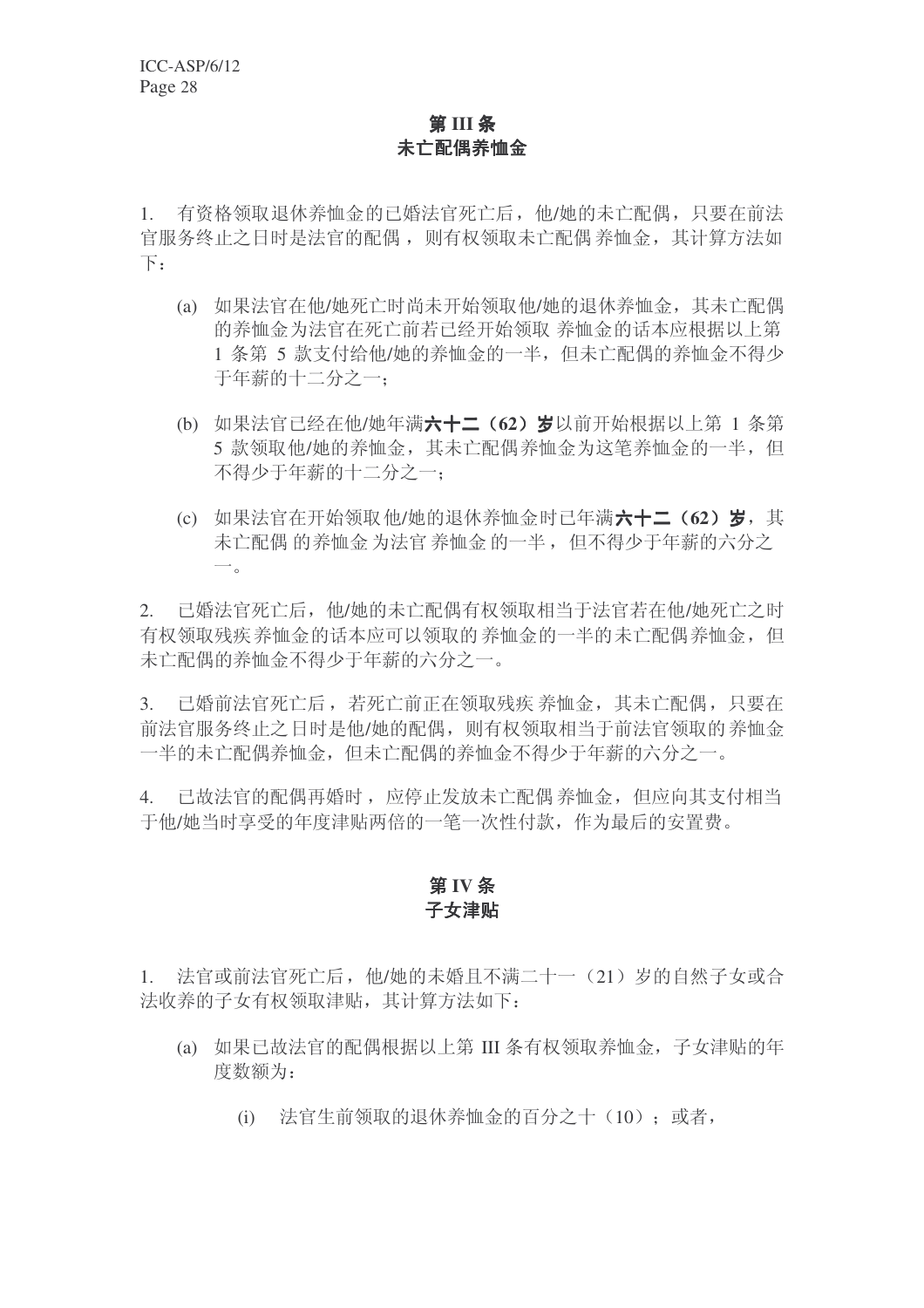## 第 III 条
## 未亡配偶养恤金

1. 有资格领取退休养恤金的已婚法官死亡后，他/她的未亡配偶，只要在前法官服务终止之日时是法官的配偶，则有权领取未亡配偶养恤金，其计算方法如下：

   (a) 如果法官在他/她死亡时尚未开始领取他/她的退休养恤金，其未亡配偶的养恤金为法官在死亡前若已经开始领取养恤金的话本应根据以上第 1 条第 5 款支付给他/她的养恤金的一半，但未亡配偶的养恤金不得少于年薪的十二分之一；

   (b) 如果法官已经在他/她年满**六十二（62）岁**以前开始根据以上第 1 条第 5 款领取他/她的养恤金，其未亡配偶养恤金为这笔养恤金的一半，但不得少于年薪的十二分之一；

   (c) 如果法官在开始领取他/她的退休养恤金时已年满**六十二（62）岁**，其未亡配偶的养恤金为法官养恤金的一半，但不得少于年薪的六分之一。

2. 已婚法官死亡后，他/她的未亡配偶有权领取相当于法官若在他/她死亡之时有权领取残疾养恤金的话本应可以领取的养恤金的一半的未亡配偶养恤金，但未亡配偶的养恤金不得少于年薪的六分之一。

3. 已婚前法官死亡后，若死亡前正在领取残疾养恤金，其未亡配偶，只要在前法官服务终止之日时是他/她的配偶，则有权领取相当于前法官领取的养恤金一半的未亡配偶养恤金，但未亡配偶的养恤金不得少于年薪的六分之一。

4. 已故法官的配偶再婚时，应停止发放未亡配偶养恤金，但应向其支付相当于他/她当时享受的年度津贴两倍的一笔一次性付款，作为最后的安置费。

## 第 IV 条
## 子女津贴

1. 法官或前法官死亡后，他/她的未婚且不满二十一（21）岁的自然子女或合法收养的子女有权领取津贴，其计算方法如下：

   (a) 如果已故法官的配偶根据以上第 III 条有权领取养恤金，子女津贴的年度数额为：

      (i) 法官生前领取的退休养恤金的百分之十（10）；或者，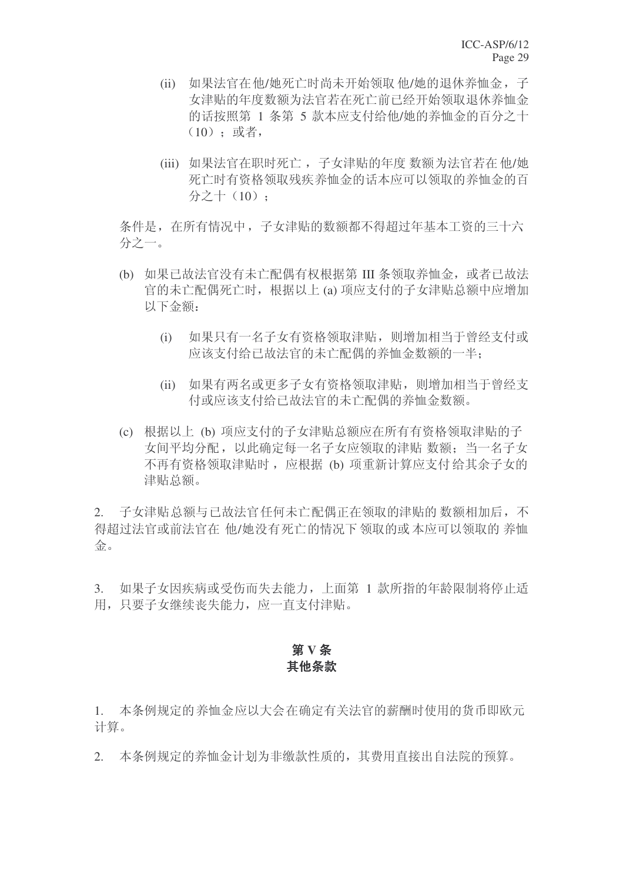(ii) 如果法官在他/她死亡时尚未开始领取他/她的退休养恤金，子女津贴的年度数额为法官若在死亡前已经开始领取退休养恤金的话按照第 1 条第 5 款本应支付给他/她的养恤金的百分之十（10）；或者，

(iii) 如果法官在职时死亡，子女津贴的年度数额为法官若在他/她死亡时有资格领取残疾养恤金的话本应可以领取的养恤金的百分之十（10）；

条件是，在所有情况中，子女津贴的数额都不得超过年基本工资的三十六分之一。

(b) 如果已故法官没有未亡配偶有权根据第 III 条领取养恤金，或者已故法官的未亡配偶死亡时，根据以上 (a) 项应支付的子女津贴总额中应增加以下金额：

(i) 如果只有一名子女有资格领取津贴，则增加相当于曾经支付或应该支付给已故法官的未亡配偶的养恤金数额的一半；

(ii) 如果有两名或更多子女有资格领取津贴，则增加相当于曾经支付或应该支付给已故法官的未亡配偶的养恤金数额。

(c) 根据以上 (b) 项应支付的子女津贴总额应在所有有资格领取津贴的子女间平均分配，以此确定每一名子女应领取的津贴数额；当一名子女不再有资格领取津贴时，应根据 (b) 项重新计算应支付给其余子女的津贴总额。

2. 子女津贴总额与已故法官任何未亡配偶正在领取的津贴的数额相加后，不得超过法官或前法官在他/她没有死亡的情况下领取的或本应可以领取的养恤金。

3. 如果子女因疾病或受伤而失去能力，上面第 1 款所指的年龄限制将停止适用，只要子女继续丧失能力，应一直支付津贴。

## 第 V 条
## 其他条款

1. 本条例规定的养恤金应以大会在确定有关法官的薪酬时使用的货币即欧元计算。

2. 本条例规定的养恤金计划为非缴款性质的，其费用直接出自法院的预算。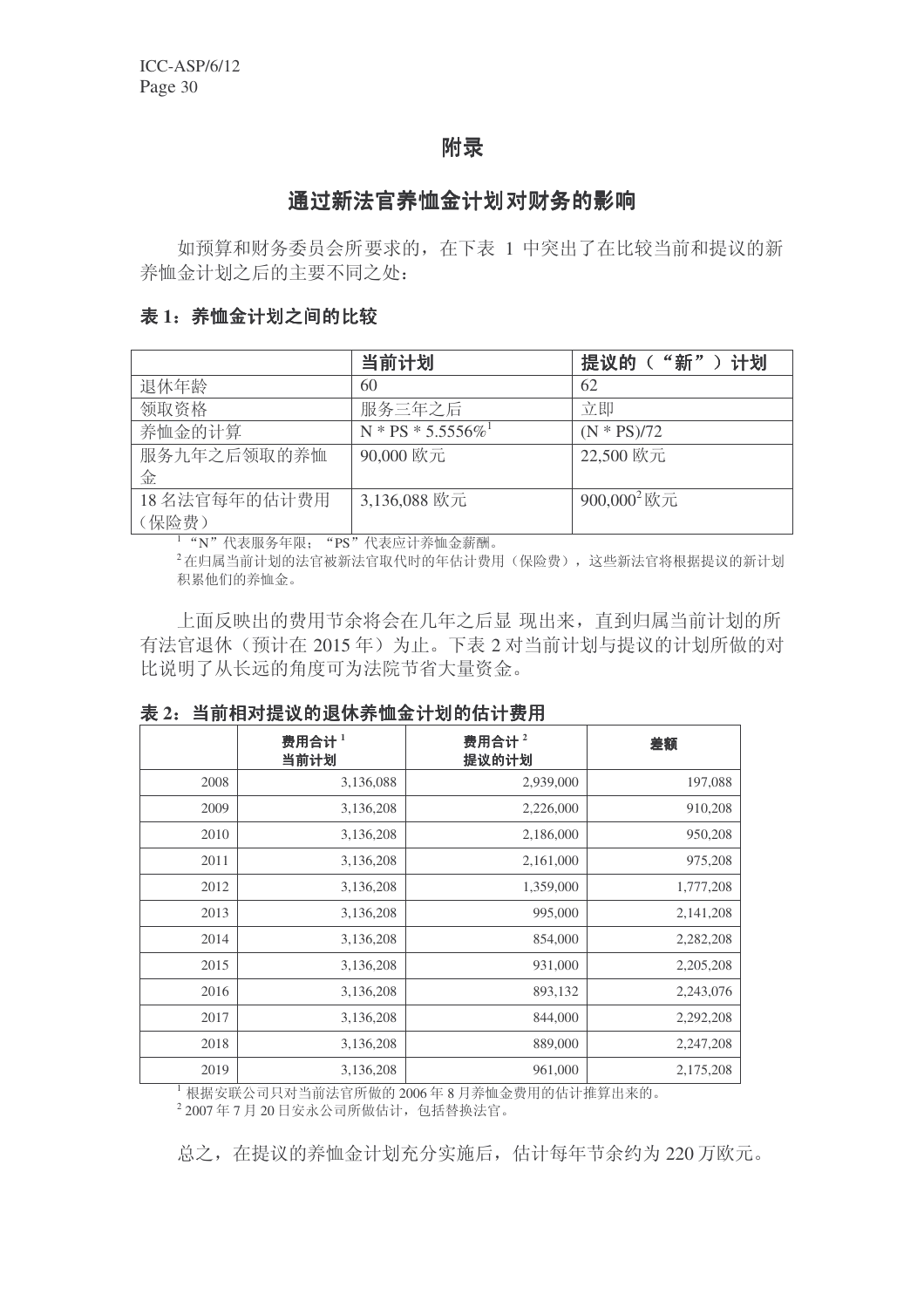# 附录

## 通过新法官养恤金计划对财务的影响

如预算和财务委员会所要求的，在下表 1 中突出了在比较当前和提议的新养恤金计划之后的主要不同之处：

**表 1：养恤金计划之间的比较**

| | 当前计划 | 提议的（“新”）计划 |
|---|---|---|
| 退休年龄 | 60 | 62 |
| 领取资格 | 服务三年之后 | 立即 |
| 养恤金的计算 | N * PS * 5.5556%[1] | (N * PS)/72 |
| 服务九年之后领取的养恤金 | 90,000 欧元 | 22,500 欧元 |
| 18 名法官每年的估计费用（保险费） | 3,136,088 欧元 | 900,000[2] 欧元 |

[1] “N”代表服务年限；“PS”代表应计养恤金薪酬。

[2] 在归属当前计划的法官被新法官取代时的年估计费用（保险费），这些新法官将根据提议的新计划积累他们的养恤金。

上面反映出的费用节余将会在几年之后显 现出来，直到归属当前计划的所有法官退休（预计在 2015 年）为止。下表 2 对当前计划与提议的计划所做的对比说明了从长远的角度可为法院节省大量资金。

**表 2：当前相对提议的退休养恤金计划的估计费用**

| | 费用合计[1] 当前计划 | 费用合计[2] 提议的计划 | 差额 |
|---|---|---|---|
| 2008 | 3,136,088 | 2,939,000 | 197,088 |
| 2009 | 3,136,208 | 2,226,000 | 910,208 |
| 2010 | 3,136,208 | 2,186,000 | 950,208 |
| 2011 | 3,136,208 | 2,161,000 | 975,208 |
| 2012 | 3,136,208 | 1,359,000 | 1,777,208 |
| 2013 | 3,136,208 | 995,000 | 2,141,208 |
| 2014 | 3,136,208 | 854,000 | 2,282,208 |
| 2015 | 3,136,208 | 931,000 | 2,205,208 |
| 2016 | 3,136,208 | 893,132 | 2,243,076 |
| 2017 | 3,136,208 | 844,000 | 2,292,208 |
| 2018 | 3,136,208 | 889,000 | 2,247,208 |
| 2019 | 3,136,208 | 961,000 | 2,175,208 |

[1] 根据安联公司只对当前法官所做的 2006 年 8 月养恤金费用的估计推算出来的。

[2] 2007 年 7 月 20 日安永公司所做估计，包括替换法官。

总之，在提议的养恤金计划充分实施后，估计每年节余约为 220 万欧元。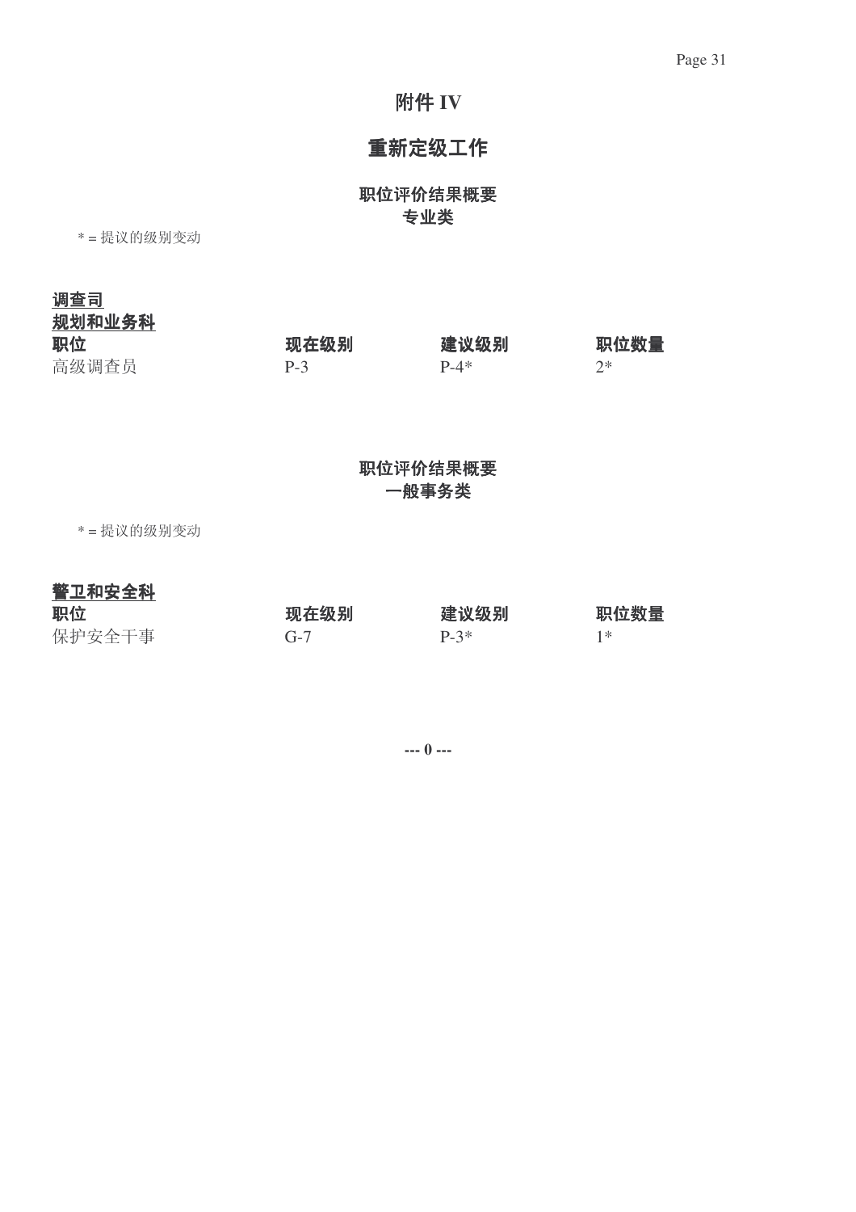# 附件 IV

## 重新定级工作

### 职位评价结果概要
### 专业类

* = 提议的级别变动

**<u>调查司</u>**
**<u>规划和业务科</u>**

| 职位 | 现在级别 | 建议级别 | 职位数量 |
|---|---|---|---|
| 高级调查员 | P-3 | P-4* | 2* |

### 职位评价结果概要
### 一般事务类

* = 提议的级别变动

**<u>警卫和安全科</u>**

| 职位 | 现在级别 | 建议级别 | 职位数量 |
|---|---|---|---|
| 保护安全干事 | G-7 | P-3* | 1* |

**--- 0 ---**